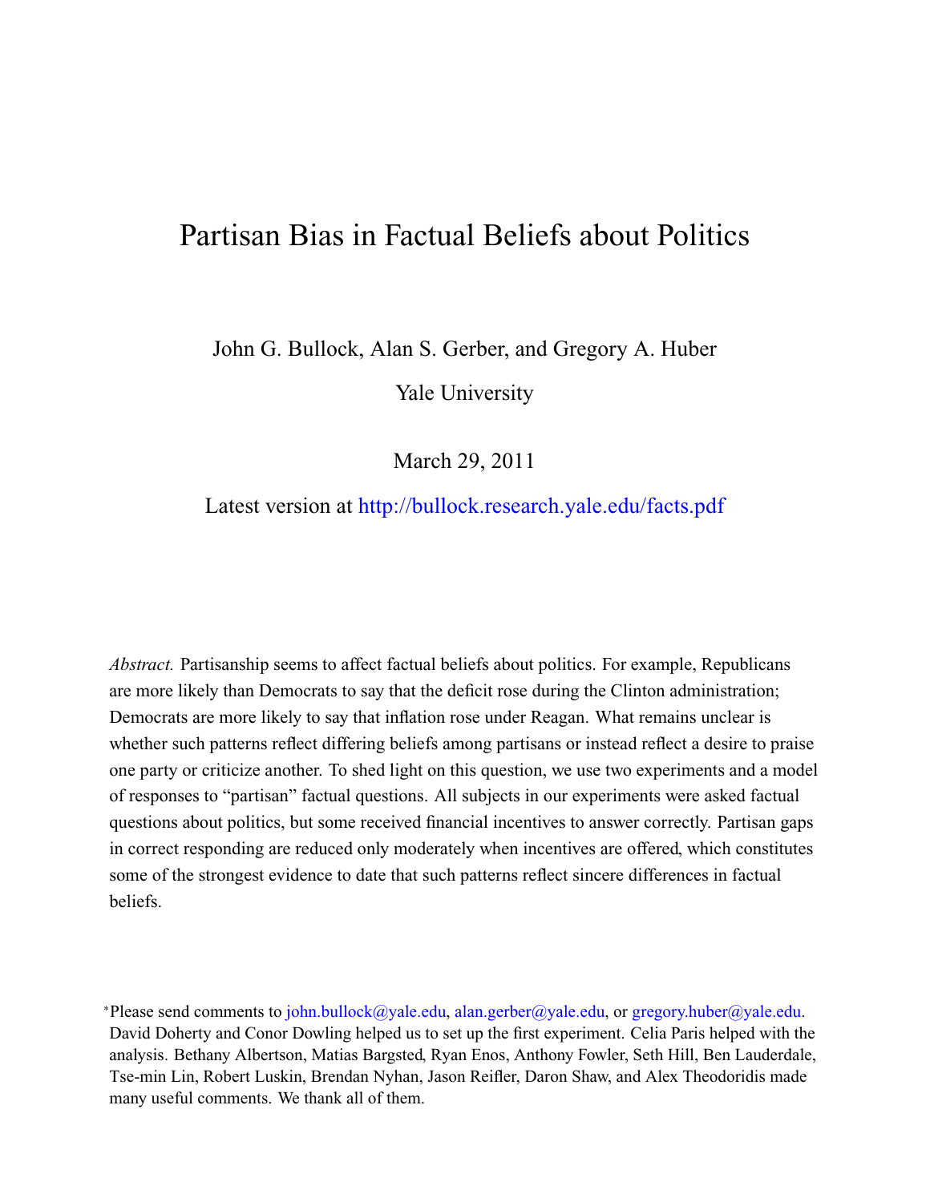# Partisan Bias in Factual Beliefs about Politics

John G. Bullock, Alan S. Gerber, and Gregory A. Huber

Yale University

March 29, 2011

Latest version at http://bullock.research.yale.edu/facts.pdf

*Abstract.* Partisanship seems to affect factual beliefs about politics. For example, Republicans are more likely than Democrats to say that the deficit rose during the Clinton administration; Democrats are more likely to say that inflation rose under Reagan. What remains unclear is whether such patterns reflect differing beliefs among partisans or instead reflect a desire to praise one party or criticize another. To shed light on this question, we use two experiments and a model of responses to "partisan" factual questions. All subjects in our experiments were asked factual questions about politics, but some received financial incentives to answer correctly. Partisan gaps in correct responding are reduced only moderately when incentives are offered, which constitutes some of the strongest evidence to date that such patterns reflect sincere differences in factual beliefs.

*Please send comments to john.bullock@yale.edu, alan.gerber@yale.edu, or gregory.huber@yale.edu. David Doherty and Conor Dowling helped us to set up the first experiment. Celia Paris helped with the analysis. Bethany Albertson, Matias Bargsted, Ryan Enos, Anthony Fowler, Seth Hill, Ben Lauderdale, Tse-min Lin, Robert Luskin, Brendan Nyhan, Jason Reifler, Daron Shaw, and Alex Theodoridis made many useful comments. We thank all of them.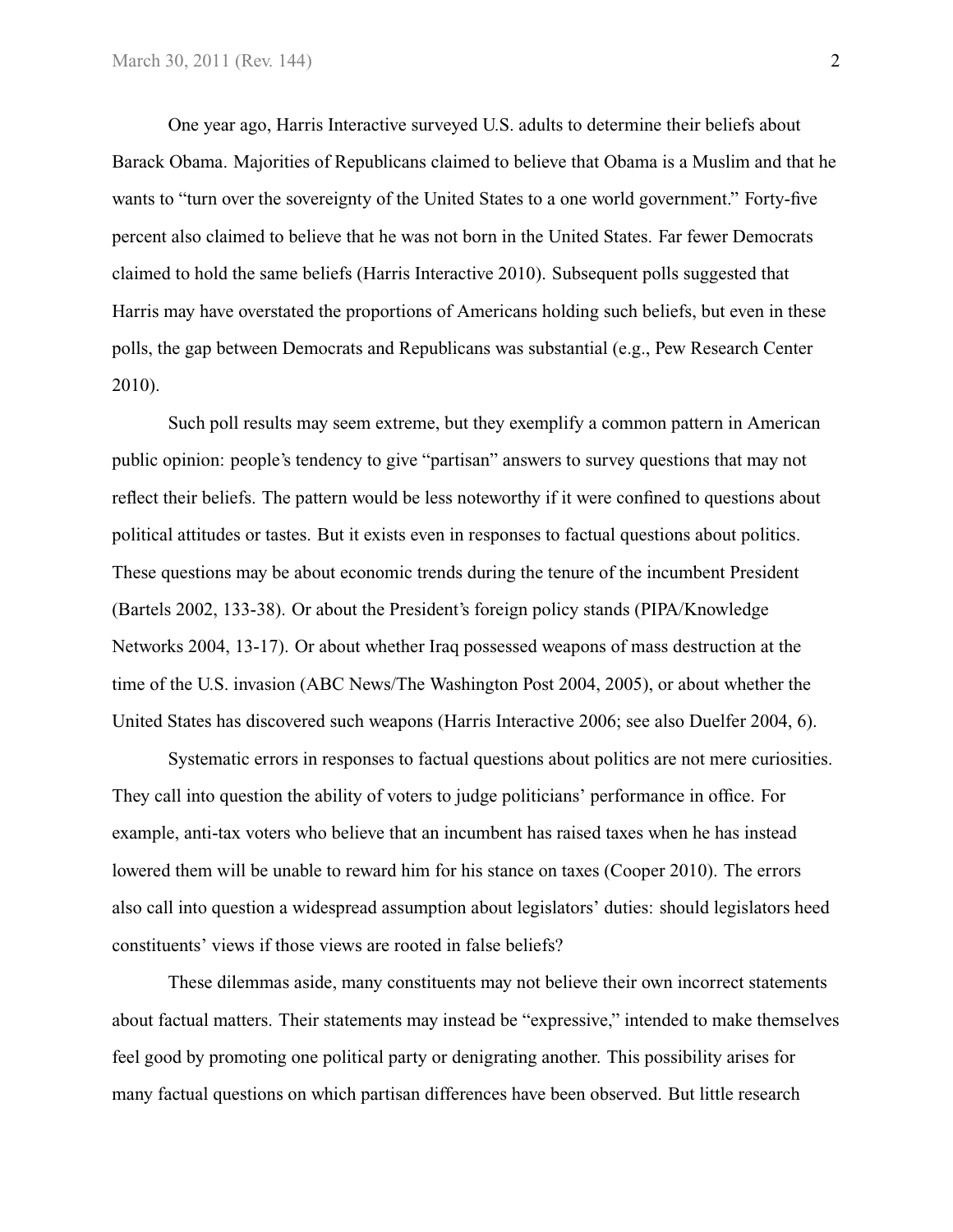One year ago, Harris Interactive surveyed U.S. adults to determine their beliefs about Barack Obama. Majorities of Republicans claimed to believe that Obama is a Muslim and that he wants to "turn over the sovereignty of the United States to a one world government." Forty-five percent also claimed to believe that he was not born in the United States. Far fewer Democrats claimed to hold the same beliefs (Harris Interactive 2010). Subsequent polls suggested that Harris may have overstated the proportions of Americans holding such beliefs, but even in these polls, the gap between Democrats and Republicans was substantial (e.g., Pew Research Center 2010).

Such poll results may seem extreme, but they exemplify a common pattern in American public opinion: people's tendency to give "partisan" answers to survey questions that may not reflect their beliefs. The pattern would be less noteworthy if it were confined to questions about political attitudes or tastes. But it exists even in responses to factual questions about politics. These questions may be about economic trends during the tenure of the incumbent President (Bartels 2002, 133-38). Or about the President's foreign policy stands (PIPA/Knowledge Networks 2004, 13-17). Or about whether Iraq possessed weapons of mass destruction at the time of the U.S. invasion (ABC News/The Washington Post 2004, 2005), or about whether the United States has discovered such weapons (Harris Interactive 2006; see also Duelfer 2004, 6).

Systematic errors in responses to factual questions about politics are not mere curiosities. They call into question the ability of voters to judge politicians' performance in office. For example, anti-tax voters who believe that an incumbent has raised taxes when he has instead lowered them will be unable to reward him for his stance on taxes (Cooper 2010). The errors also call into question a widespread assumption about legislators' duties: should legislators heed constituents' views if those views are rooted in false beliefs?

These dilemmas aside, many constituents may not believe their own incorrect statements about factual matters. Their statements may instead be "expressive," intended to make themselves feel good by promoting one political party or denigrating another. This possibility arises for many factual questions on which partisan differences have been observed. But little research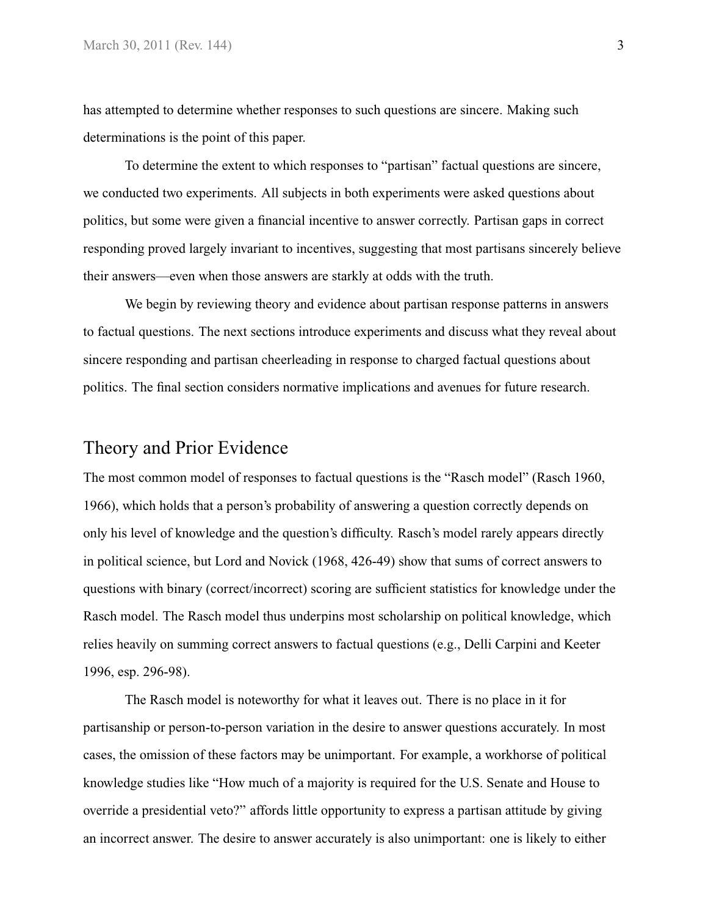has attempted to determine whether responses to such questions are sincere. Making such determinations is the point of this paper.

To determine the extent to which responses to "partisan" factual questions are sincere, we conducted two experiments. All subjects in both experiments were asked questions about politics, but some were given a financial incentive to answer correctly. Partisan gaps in correct responding proved largely invariant to incentives, suggesting that most partisans sincerely believe their answers—even when those answers are starkly at odds with the truth.

We begin by reviewing theory and evidence about partisan response patterns in answers to factual questions. The next sections introduce experiments and discuss what they reveal about sincere responding and partisan cheerleading in response to charged factual questions about politics. The final section considers normative implications and avenues for future research.

## Theory and Prior Evidence

The most common model of responses to factual questions is the "Rasch model" (Rasch 1960, 1966), which holds that a person's probability of answering a question correctly depends on only his level of knowledge and the question's difficulty. Rasch's model rarely appears directly in political science, but Lord and Novick (1968, 426-49) show that sums of correct answers to questions with binary (correct/incorrect) scoring are sufficient statistics for knowledge under the Rasch model. The Rasch model thus underpins most scholarship on political knowledge, which relies heavily on summing correct answers to factual questions (e.g., Delli Carpini and Keeter 1996, esp. 296-98).

The Rasch model is noteworthy for what it leaves out. There is no place in it for partisanship or person-to-person variation in the desire to answer questions accurately. In most cases, the omission of these factors may be unimportant. For example, a workhorse of political knowledge studies like "How much of a majority is required for the U.S. Senate and House to override a presidential veto?" affords little opportunity to express a partisan attitude by giving an incorrect answer. The desire to answer accurately is also unimportant: one is likely to either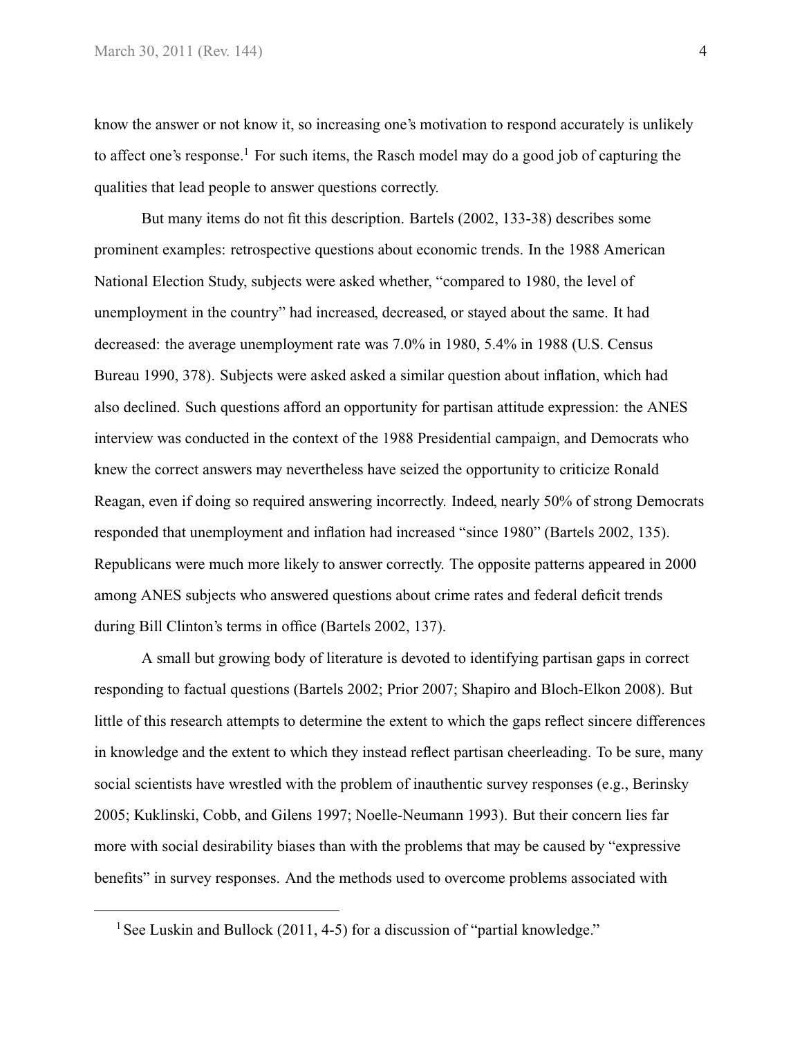know the answer or not know it, so increasing one's motivation to respond accurately is unlikely to affect one's response.[1] For such items, the Rasch model may do a good job of capturing the qualities that lead people to answer questions correctly.

But many items do not fit this description. Bartels (2002, 133-38) describes some prominent examples: retrospective questions about economic trends. In the 1988 American National Election Study, subjects were asked whether, "compared to 1980, the level of unemployment in the country" had increased, decreased, or stayed about the same. It had decreased: the average unemployment rate was 7.0% in 1980, 5.4% in 1988 (U.S. Census Bureau 1990, 378). Subjects were asked asked a similar question about inflation, which had also declined. Such questions afford an opportunity for partisan attitude expression: the ANES interview was conducted in the context of the 1988 Presidential campaign, and Democrats who knew the correct answers may nevertheless have seized the opportunity to criticize Ronald Reagan, even if doing so required answering incorrectly. Indeed, nearly 50% of strong Democrats responded that unemployment and inflation had increased "since 1980" (Bartels 2002, 135). Republicans were much more likely to answer correctly. The opposite patterns appeared in 2000 among ANES subjects who answered questions about crime rates and federal deficit trends during Bill Clinton's terms in office (Bartels 2002, 137).

A small but growing body of literature is devoted to identifying partisan gaps in correct responding to factual questions (Bartels 2002; Prior 2007; Shapiro and Bloch-Elkon 2008). But little of this research attempts to determine the extent to which the gaps reflect sincere differences in knowledge and the extent to which they instead reflect partisan cheerleading. To be sure, many social scientists have wrestled with the problem of inauthentic survey responses (e.g., Berinsky 2005; Kuklinski, Cobb, and Gilens 1997; Noelle-Neumann 1993). But their concern lies far more with social desirability biases than with the problems that may be caused by "expressive benefits" in survey responses. And the methods used to overcome problems associated with

[1] See Luskin and Bullock (2011, 4-5) for a discussion of "partial knowledge."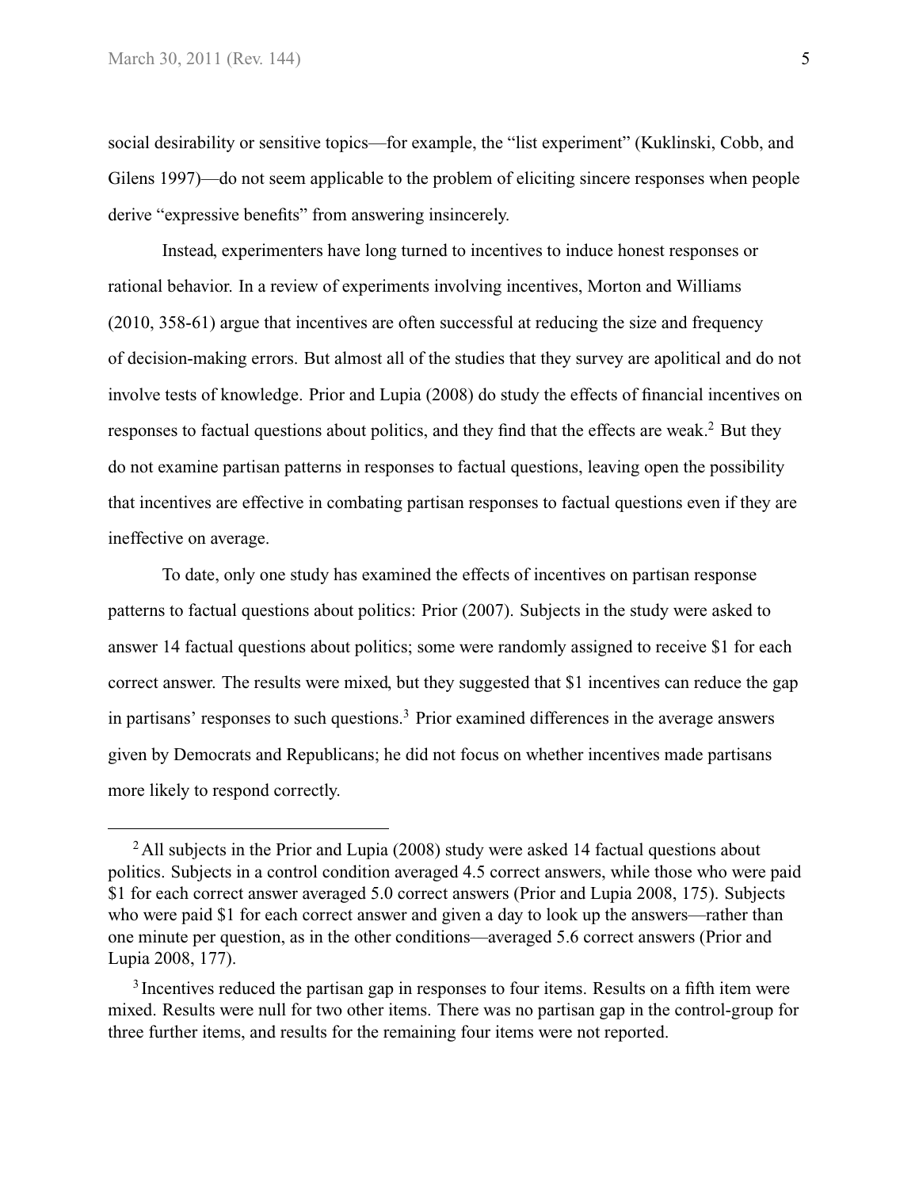social desirability or sensitive topics—for example, the "list experiment" (Kuklinski, Cobb, and Gilens 1997)—do not seem applicable to the problem of eliciting sincere responses when people derive "expressive benefits" from answering insincerely.

Instead, experimenters have long turned to incentives to induce honest responses or rational behavior. In a review of experiments involving incentives, Morton and Williams (2010, 358-61) argue that incentives are often successful at reducing the size and frequency of decision-making errors. But almost all of the studies that they survey are apolitical and do not involve tests of knowledge. Prior and Lupia (2008) do study the effects of financial incentives on responses to factual questions about politics, and they find that the effects are weak.[2] But they do not examine partisan patterns in responses to factual questions, leaving open the possibility that incentives are effective in combating partisan responses to factual questions even if they are ineffective on average.

To date, only one study has examined the effects of incentives on partisan response patterns to factual questions about politics: Prior (2007). Subjects in the study were asked to answer 14 factual questions about politics; some were randomly assigned to receive $1 for each correct answer. The results were mixed, but they suggested that $1 incentives can reduce the gap in partisans' responses to such questions.[3] Prior examined differences in the average answers given by Democrats and Republicans; he did not focus on whether incentives made partisans more likely to respond correctly.

---

[2] All subjects in the Prior and Lupia (2008) study were asked 14 factual questions about politics. Subjects in a control condition averaged 4.5 correct answers, while those who were paid $1 for each correct answer averaged 5.0 correct answers (Prior and Lupia 2008, 175). Subjects who were paid $1 for each correct answer and given a day to look up the answers—rather than one minute per question, as in the other conditions—averaged 5.6 correct answers (Prior and Lupia 2008, 177).

[3] Incentives reduced the partisan gap in responses to four items. Results on a fifth item were mixed. Results were null for two other items. There was no partisan gap in the control-group for three further items, and results for the remaining four items were not reported.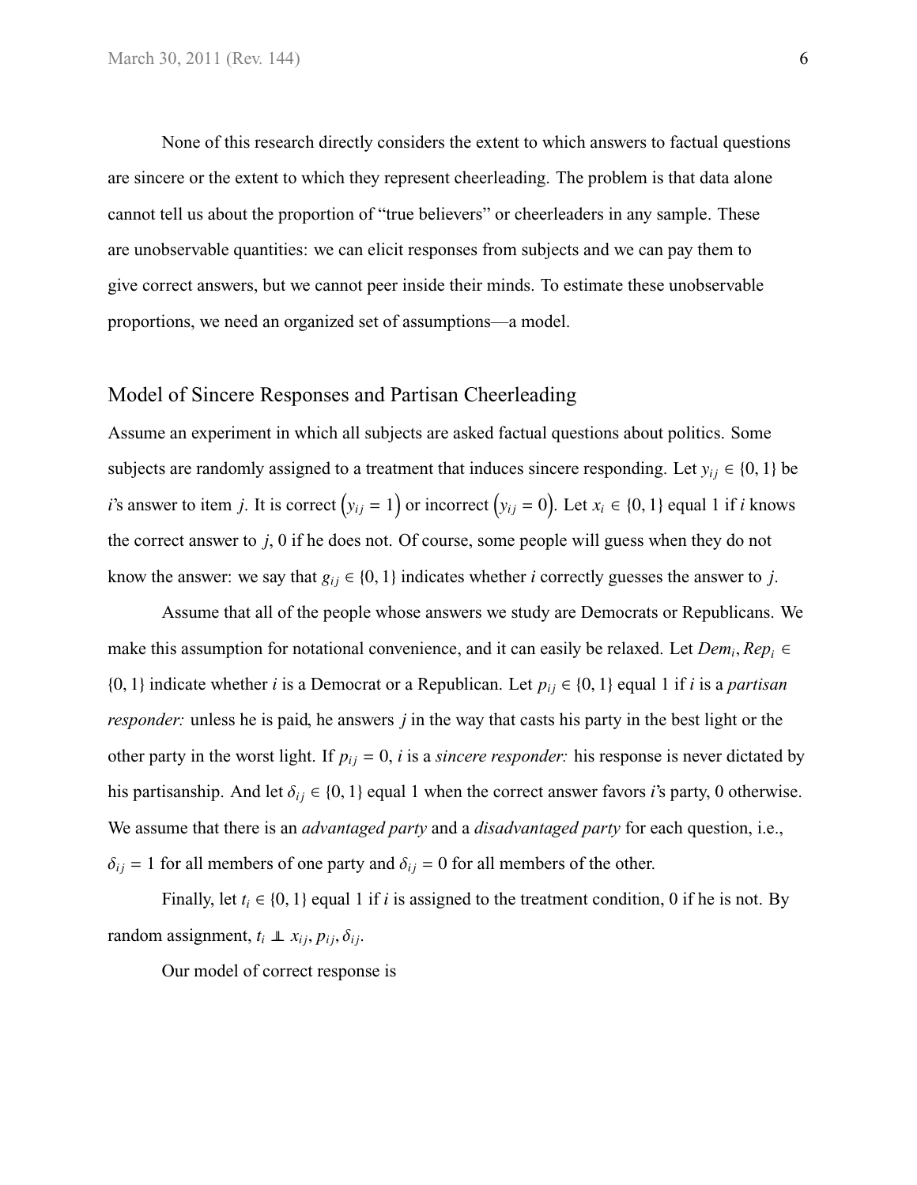None of this research directly considers the extent to which answers to factual questions are sincere or the extent to which they represent cheerleading. The problem is that data alone cannot tell us about the proportion of "true believers" or cheerleaders in any sample. These are unobservable quantities: we can elicit responses from subjects and we can pay them to give correct answers, but we cannot peer inside their minds. To estimate these unobservable proportions, we need an organized set of assumptions—a model.

## Model of Sincere Responses and Partisan Cheerleading

Assume an experiment in which all subjects are asked factual questions about politics. Some subjects are randomly assigned to a treatment that induces sincere responding. Let $y_{ij} \in \{0, 1\}$ be *i*'s answer to item *j*. It is correct $\left(y_{ij} = 1\right)$ or incorrect $\left(y_{ij} = 0\right)$. Let $x_i \in \{0, 1\}$ equal 1 if *i* knows the correct answer to *j*, 0 if he does not. Of course, some people will guess when they do not know the answer: we say that $g_{ij} \in \{0, 1\}$ indicates whether *i* correctly guesses the answer to *j*.

Assume that all of the people whose answers we study are Democrats or Republicans. We make this assumption for notational convenience, and it can easily be relaxed. Let $Dem_i, Rep_i \in \{0, 1\}$ indicate whether *i* is a Democrat or a Republican. Let $p_{ij} \in \{0, 1\}$ equal 1 if *i* is a *partisan responder:* unless he is paid, he answers *j* in the way that casts his party in the best light or the other party in the worst light. If $p_{ij} = 0$, *i* is a *sincere responder:* his response is never dictated by his partisanship. And let $\delta_{ij} \in \{0, 1\}$ equal 1 when the correct answer favors *i*'s party, 0 otherwise. We assume that there is an *advantaged party* and a *disadvantaged party* for each question, i.e., $\delta_{ij} = 1$ for all members of one party and $\delta_{ij} = 0$ for all members of the other.

Finally, let $t_i \in \{0, 1\}$ equal 1 if *i* is assigned to the treatment condition, 0 if he is not. By random assignment, $t_i \perp\!\!\!\perp x_{ij}, p_{ij}, \delta_{ij}$.

Our model of correct response is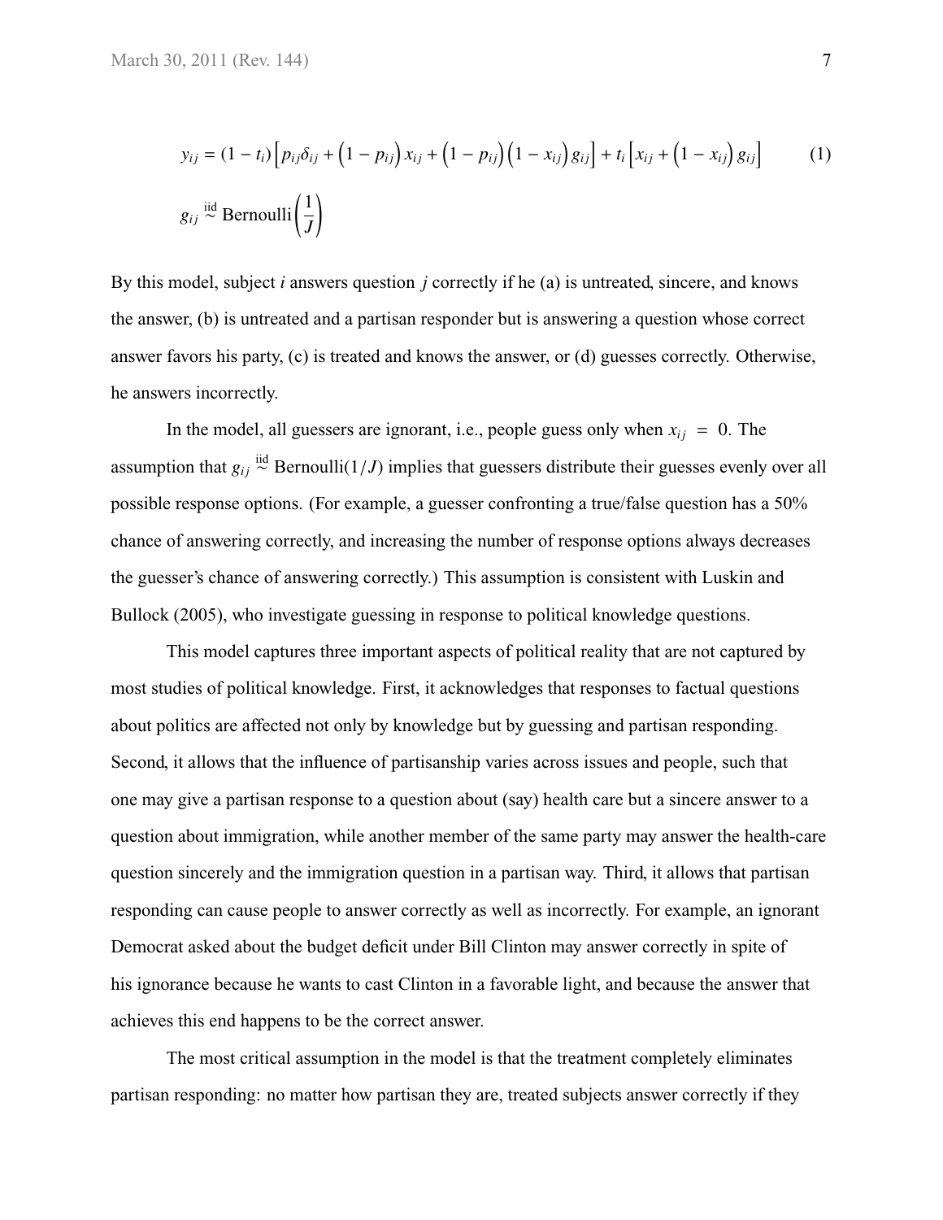$$y_{ij} = (1 - t_i)\left[p_{ij}\delta_{ij} + \left(1 - p_{ij}\right)x_{ij} + \left(1 - p_{ij}\right)\left(1 - x_{ij}\right)g_{ij}\right] + t_i\left[x_{ij} + \left(1 - x_{ij}\right)g_{ij}\right] \tag{1}$$

$$g_{ij} \overset{\text{iid}}{\sim} \text{Bernoulli}\left(\frac{1}{J}\right)$$

By this model, subject $i$ answers question $j$ correctly if he (a) is untreated, sincere, and knows the answer, (b) is untreated and a partisan responder but is answering a question whose correct answer favors his party, (c) is treated and knows the answer, or (d) guesses correctly. Otherwise, he answers incorrectly.

In the model, all guessers are ignorant, i.e., people guess only when $x_{ij} = 0$. The assumption that $g_{ij} \overset{\text{iid}}{\sim} \text{Bernoulli}(1/J)$ implies that guessers distribute their guesses evenly over all possible response options. (For example, a guesser confronting a true/false question has a 50% chance of answering correctly, and increasing the number of response options always decreases the guesser's chance of answering correctly.) This assumption is consistent with Luskin and Bullock (2005), who investigate guessing in response to political knowledge questions.

This model captures three important aspects of political reality that are not captured by most studies of political knowledge. First, it acknowledges that responses to factual questions about politics are affected not only by knowledge but by guessing and partisan responding. Second, it allows that the influence of partisanship varies across issues and people, such that one may give a partisan response to a question about (say) health care but a sincere answer to a question about immigration, while another member of the same party may answer the health-care question sincerely and the immigration question in a partisan way. Third, it allows that partisan responding can cause people to answer correctly as well as incorrectly. For example, an ignorant Democrat asked about the budget deficit under Bill Clinton may answer correctly in spite of his ignorance because he wants to cast Clinton in a favorable light, and because the answer that achieves this end happens to be the correct answer.

The most critical assumption in the model is that the treatment completely eliminates partisan responding: no matter how partisan they are, treated subjects answer correctly if they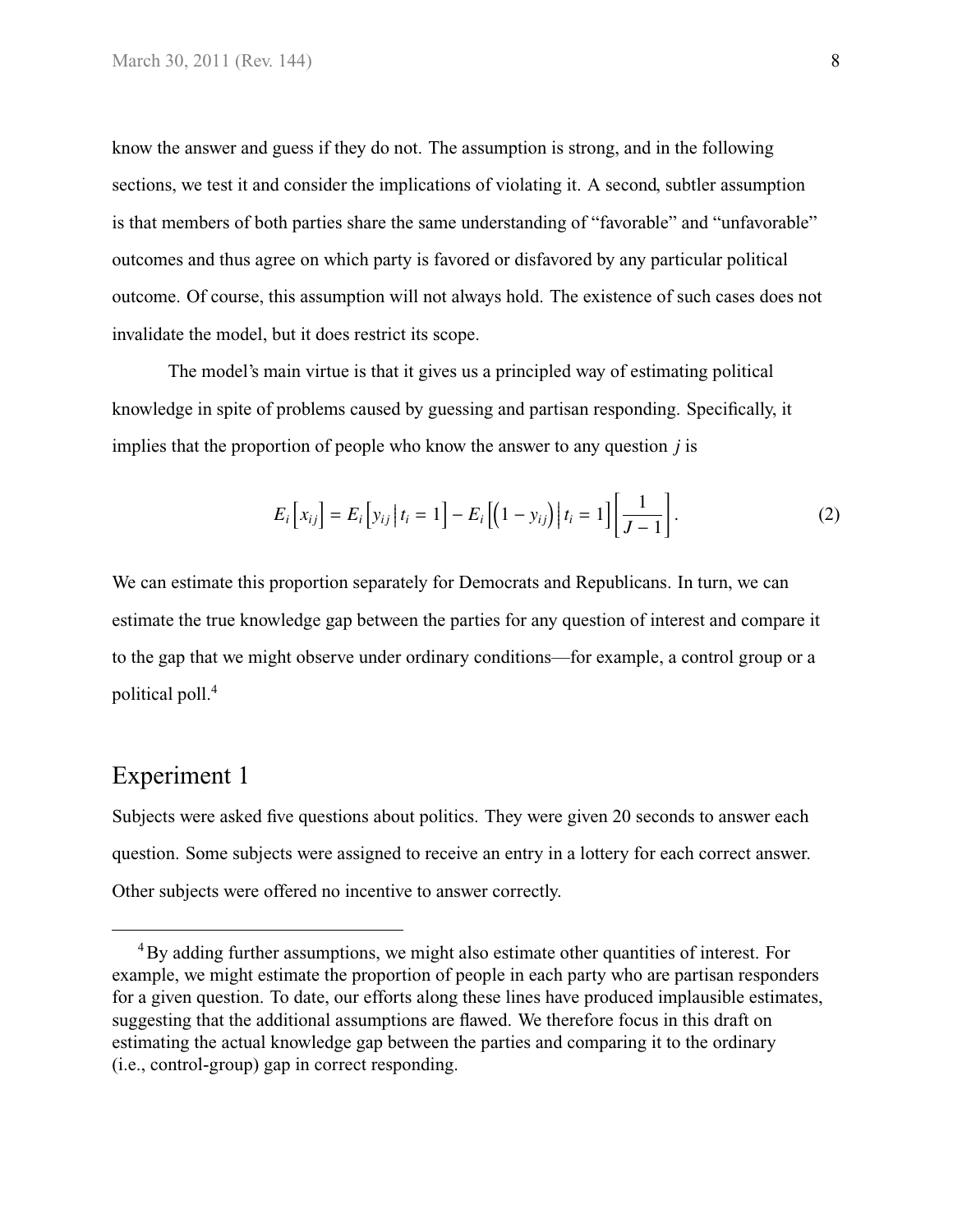know the answer and guess if they do not. The assumption is strong, and in the following sections, we test it and consider the implications of violating it. A second, subtler assumption is that members of both parties share the same understanding of "favorable" and "unfavorable" outcomes and thus agree on which party is favored or disfavored by any particular political outcome. Of course, this assumption will not always hold. The existence of such cases does not invalidate the model, but it does restrict its scope.

The model's main virtue is that it gives us a principled way of estimating political knowledge in spite of problems caused by guessing and partisan responding. Specifically, it implies that the proportion of people who know the answer to any question $j$ is

$$E_i\left[x_{ij}\right] = E_i\left[y_{ij}\,\middle|\,t_i = 1\right] - E_i\left[\left(1 - y_{ij}\right)\,\middle|\,t_i = 1\right]\left[\frac{1}{J-1}\right]. \tag{2}$$

We can estimate this proportion separately for Democrats and Republicans. In turn, we can estimate the true knowledge gap between the parties for any question of interest and compare it to the gap that we might observe under ordinary conditions—for example, a control group or a political poll.[4]

## Experiment 1

Subjects were asked five questions about politics. They were given 20 seconds to answer each question. Some subjects were assigned to receive an entry in a lottery for each correct answer. Other subjects were offered no incentive to answer correctly.

[4] By adding further assumptions, we might also estimate other quantities of interest. For example, we might estimate the proportion of people in each party who are partisan responders for a given question. To date, our efforts along these lines have produced implausible estimates, suggesting that the additional assumptions are flawed. We therefore focus in this draft on estimating the actual knowledge gap between the parties and comparing it to the ordinary (i.e., control-group) gap in correct responding.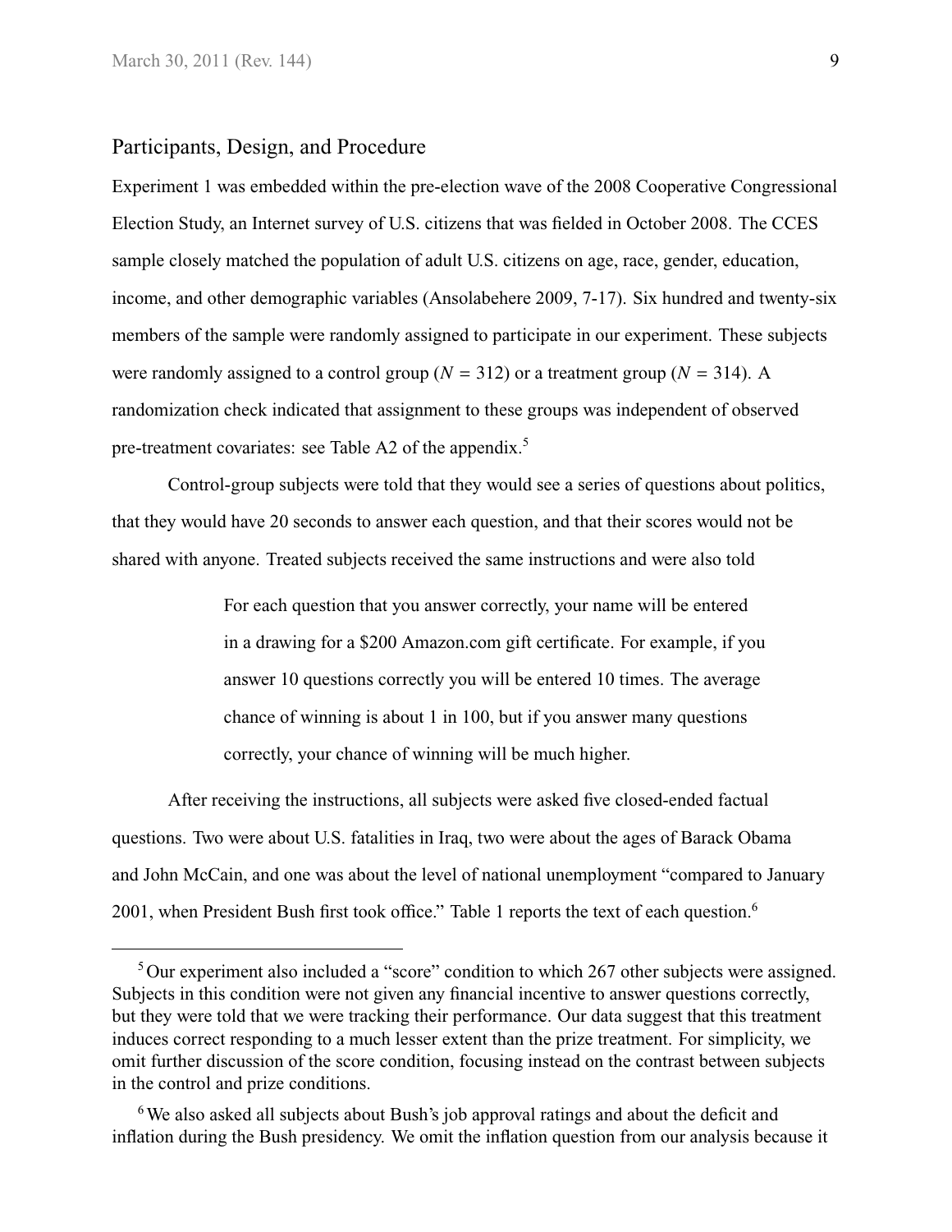## Participants, Design, and Procedure

Experiment 1 was embedded within the pre-election wave of the 2008 Cooperative Congressional Election Study, an Internet survey of U.S. citizens that was fielded in October 2008. The CCES sample closely matched the population of adult U.S. citizens on age, race, gender, education, income, and other demographic variables (Ansolabehere 2009, 7-17). Six hundred and twenty-six members of the sample were randomly assigned to participate in our experiment. These subjects were randomly assigned to a control group ($N$ = 312) or a treatment group ($N$ = 314). A randomization check indicated that assignment to these groups was independent of observed pre-treatment covariates: see Table A2 of the appendix.[5]

Control-group subjects were told that they would see a series of questions about politics, that they would have 20 seconds to answer each question, and that their scores would not be shared with anyone. Treated subjects received the same instructions and were also told

> For each question that you answer correctly, your name will be entered in a drawing for a $200 Amazon.com gift certificate. For example, if you answer 10 questions correctly you will be entered 10 times. The average chance of winning is about 1 in 100, but if you answer many questions correctly, your chance of winning will be much higher.

After receiving the instructions, all subjects were asked five closed-ended factual questions. Two were about U.S. fatalities in Iraq, two were about the ages of Barack Obama and John McCain, and one was about the level of national unemployment "compared to January 2001, when President Bush first took office." Table 1 reports the text of each question.[6]

---

[5] Our experiment also included a "score" condition to which 267 other subjects were assigned. Subjects in this condition were not given any financial incentive to answer questions correctly, but they were told that we were tracking their performance. Our data suggest that this treatment induces correct responding to a much lesser extent than the prize treatment. For simplicity, we omit further discussion of the score condition, focusing instead on the contrast between subjects in the control and prize conditions.

[6] We also asked all subjects about Bush's job approval ratings and about the deficit and inflation during the Bush presidency. We omit the inflation question from our analysis because it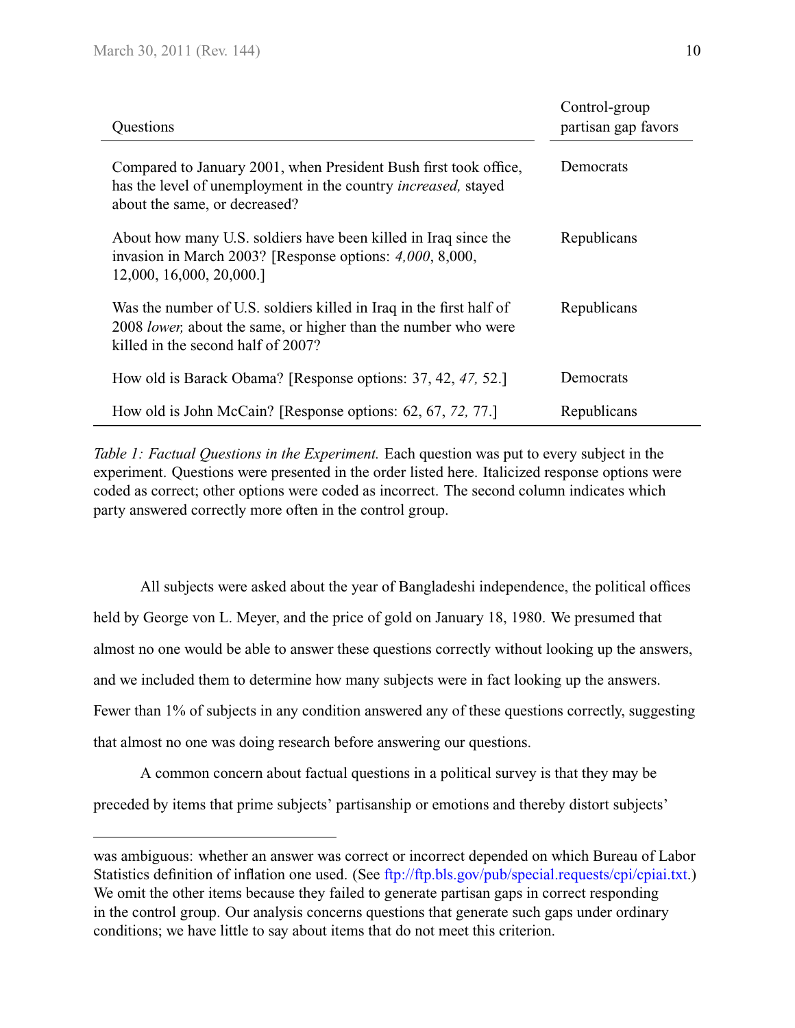| Questions | Control-group partisan gap favors |
|---|---|
| Compared to January 2001, when President Bush first took office, has the level of unemployment in the country *increased,* stayed about the same, or decreased? | Democrats |
| About how many U.S. soldiers have been killed in Iraq since the invasion in March 2003? [Response options: *4,000*, 8,000, 12,000, 16,000, 20,000.] | Republicans |
| Was the number of U.S. soldiers killed in Iraq in the first half of 2008 *lower,* about the same, or higher than the number who were killed in the second half of 2007? | Republicans |
| How old is Barack Obama? [Response options: 37, 42, *47,* 52.] | Democrats |
| How old is John McCain? [Response options: 62, 67, *72,* 77.] | Republicans |

*Table 1: Factual Questions in the Experiment.* Each question was put to every subject in the experiment. Questions were presented in the order listed here. Italicized response options were coded as correct; other options were coded as incorrect. The second column indicates which party answered correctly more often in the control group.

All subjects were asked about the year of Bangladeshi independence, the political offices held by George von L. Meyer, and the price of gold on January 18, 1980. We presumed that almost no one would be able to answer these questions correctly without looking up the answers, and we included them to determine how many subjects were in fact looking up the answers. Fewer than 1% of subjects in any condition answered any of these questions correctly, suggesting that almost no one was doing research before answering our questions.

A common concern about factual questions in a political survey is that they may be preceded by items that prime subjects' partisanship or emotions and thereby distort subjects'

---

was ambiguous: whether an answer was correct or incorrect depended on which Bureau of Labor Statistics definition of inflation one used. (See ftp://ftp.bls.gov/pub/special.requests/cpi/cpiai.txt.) We omit the other items because they failed to generate partisan gaps in correct responding in the control group. Our analysis concerns questions that generate such gaps under ordinary conditions; we have little to say about items that do not meet this criterion.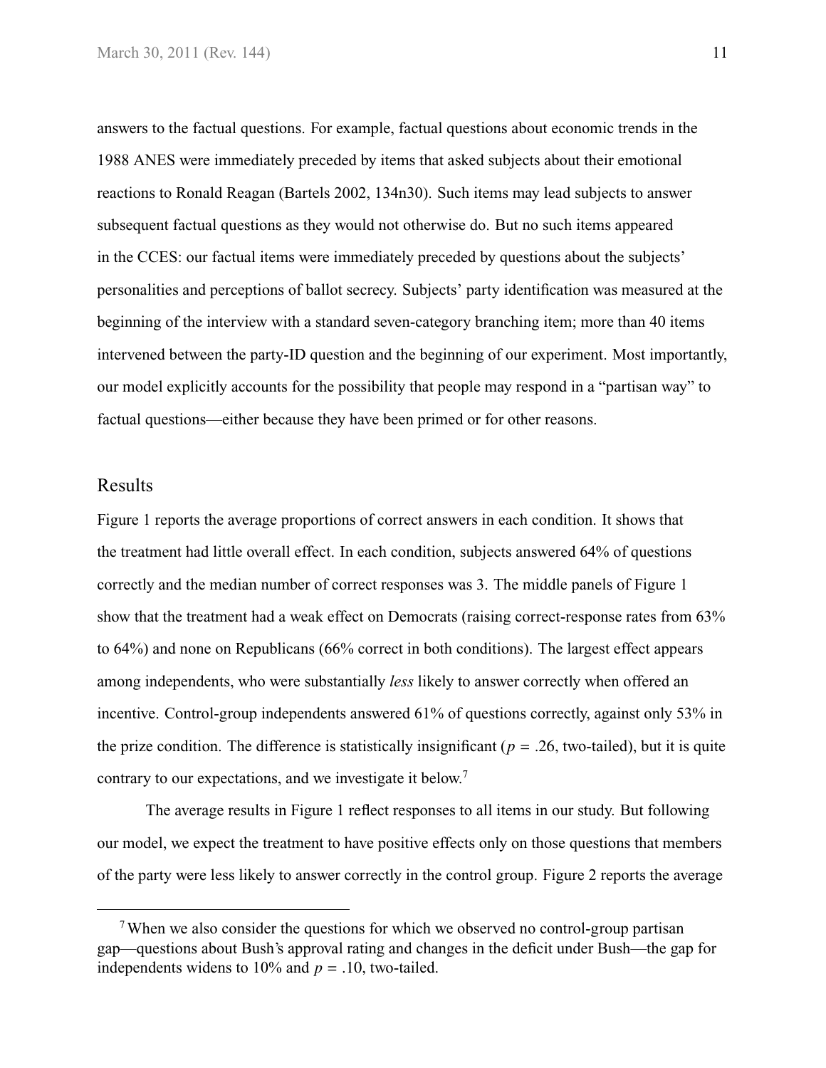answers to the factual questions. For example, factual questions about economic trends in the 1988 ANES were immediately preceded by items that asked subjects about their emotional reactions to Ronald Reagan (Bartels 2002, 134n30). Such items may lead subjects to answer subsequent factual questions as they would not otherwise do. But no such items appeared in the CCES: our factual items were immediately preceded by questions about the subjects' personalities and perceptions of ballot secrecy. Subjects' party identification was measured at the beginning of the interview with a standard seven-category branching item; more than 40 items intervened between the party-ID question and the beginning of our experiment. Most importantly, our model explicitly accounts for the possibility that people may respond in a "partisan way" to factual questions—either because they have been primed or for other reasons.

## Results

Figure 1 reports the average proportions of correct answers in each condition. It shows that the treatment had little overall effect. In each condition, subjects answered 64% of questions correctly and the median number of correct responses was 3. The middle panels of Figure 1 show that the treatment had a weak effect on Democrats (raising correct-response rates from 63% to 64%) and none on Republicans (66% correct in both conditions). The largest effect appears among independents, who were substantially *less* likely to answer correctly when offered an incentive. Control-group independents answered 61% of questions correctly, against only 53% in the prize condition. The difference is statistically insignificant ($p$ = .26, two-tailed), but it is quite contrary to our expectations, and we investigate it below.[7]

The average results in Figure 1 reflect responses to all items in our study. But following our model, we expect the treatment to have positive effects only on those questions that members of the party were less likely to answer correctly in the control group. Figure 2 reports the average

[7] When we also consider the questions for which we observed no control-group partisan gap—questions about Bush's approval rating and changes in the deficit under Bush—the gap for independents widens to 10% and $p$ = .10, two-tailed.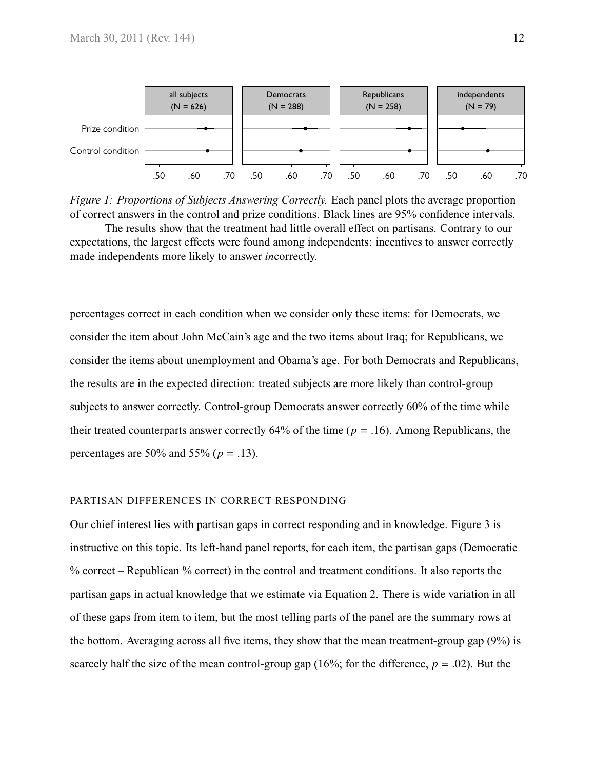Figure 1: Proportions of Subjects Answering Correctly. Each panel plots the average proportion of correct answers in the control and prize conditions. Black lines are 95% confidence intervals.

The results show that the treatment had little overall effect on partisans. Contrary to our expectations, the largest effects were found among independents: incentives to answer correctly made independents more likely to answer *in*correctly.

percentages correct in each condition when we consider only these items: for Democrats, we consider the item about John McCain's age and the two items about Iraq; for Republicans, we consider the items about unemployment and Obama's age. For both Democrats and Republicans, the results are in the expected direction: treated subjects are more likely than control-group subjects to answer correctly. Control-group Democrats answer correctly 60% of the time while their treated counterparts answer correctly 64% of the time ($p$ = .16). Among Republicans, the percentages are 50% and 55% ($p$ = .13).

## PARTISAN DIFFERENCES IN CORRECT RESPONDING

Our chief interest lies with partisan gaps in correct responding and in knowledge. Figure 3 is instructive on this topic. Its left-hand panel reports, for each item, the partisan gaps (Democratic % correct – Republican % correct) in the control and treatment conditions. It also reports the partisan gaps in actual knowledge that we estimate via Equation 2. There is wide variation in all of these gaps from item to item, but the most telling parts of the panel are the summary rows at the bottom. Averaging across all five items, they show that the mean treatment-group gap (9%) is scarcely half the size of the mean control-group gap (16%; for the difference, $p$ = .02). But the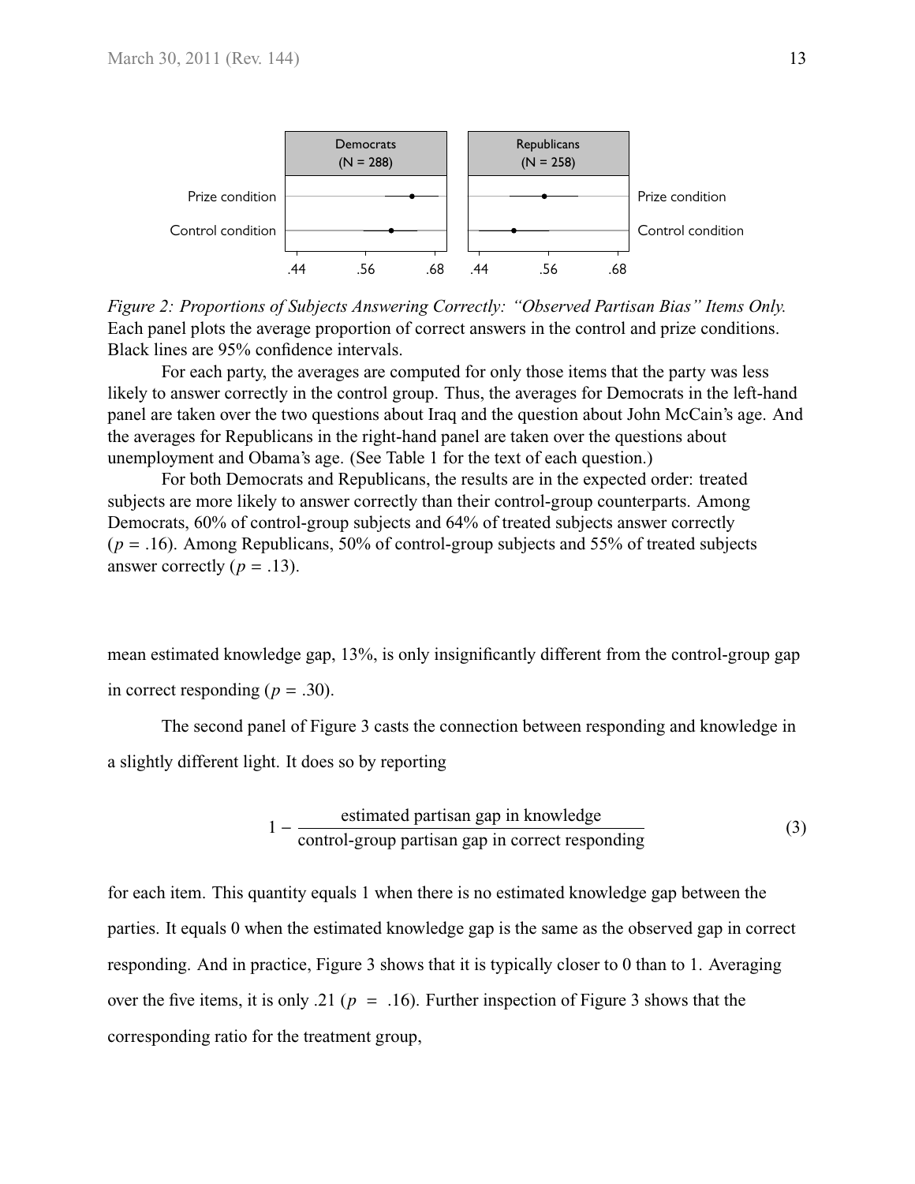*Figure 2: Proportions of Subjects Answering Correctly: "Observed Partisan Bias" Items Only.* Each panel plots the average proportion of correct answers in the control and prize conditions. Black lines are 95% confidence intervals.

For each party, the averages are computed for only those items that the party was less likely to answer correctly in the control group. Thus, the averages for Democrats in the left-hand panel are taken over the two questions about Iraq and the question about John McCain's age. And the averages for Republicans in the right-hand panel are taken over the questions about unemployment and Obama's age. (See Table 1 for the text of each question.)

For both Democrats and Republicans, the results are in the expected order: treated subjects are more likely to answer correctly than their control-group counterparts. Among Democrats, 60% of control-group subjects and 64% of treated subjects answer correctly ($p = .16$). Among Republicans, 50% of control-group subjects and 55% of treated subjects answer correctly ($p = .13$).

mean estimated knowledge gap, 13%, is only insignificantly different from the control-group gap in correct responding ($p = .30$).

The second panel of Figure 3 casts the connection between responding and knowledge in a slightly different light. It does so by reporting

$$1 - \frac{\text{estimated partisan gap in knowledge}}{\text{control-group partisan gap in correct responding}} \tag{3}$$

for each item. This quantity equals 1 when there is no estimated knowledge gap between the parties. It equals 0 when the estimated knowledge gap is the same as the observed gap in correct responding. And in practice, Figure 3 shows that it is typically closer to 0 than to 1. Averaging over the five items, it is only .21 ($p = .16$). Further inspection of Figure 3 shows that the corresponding ratio for the treatment group,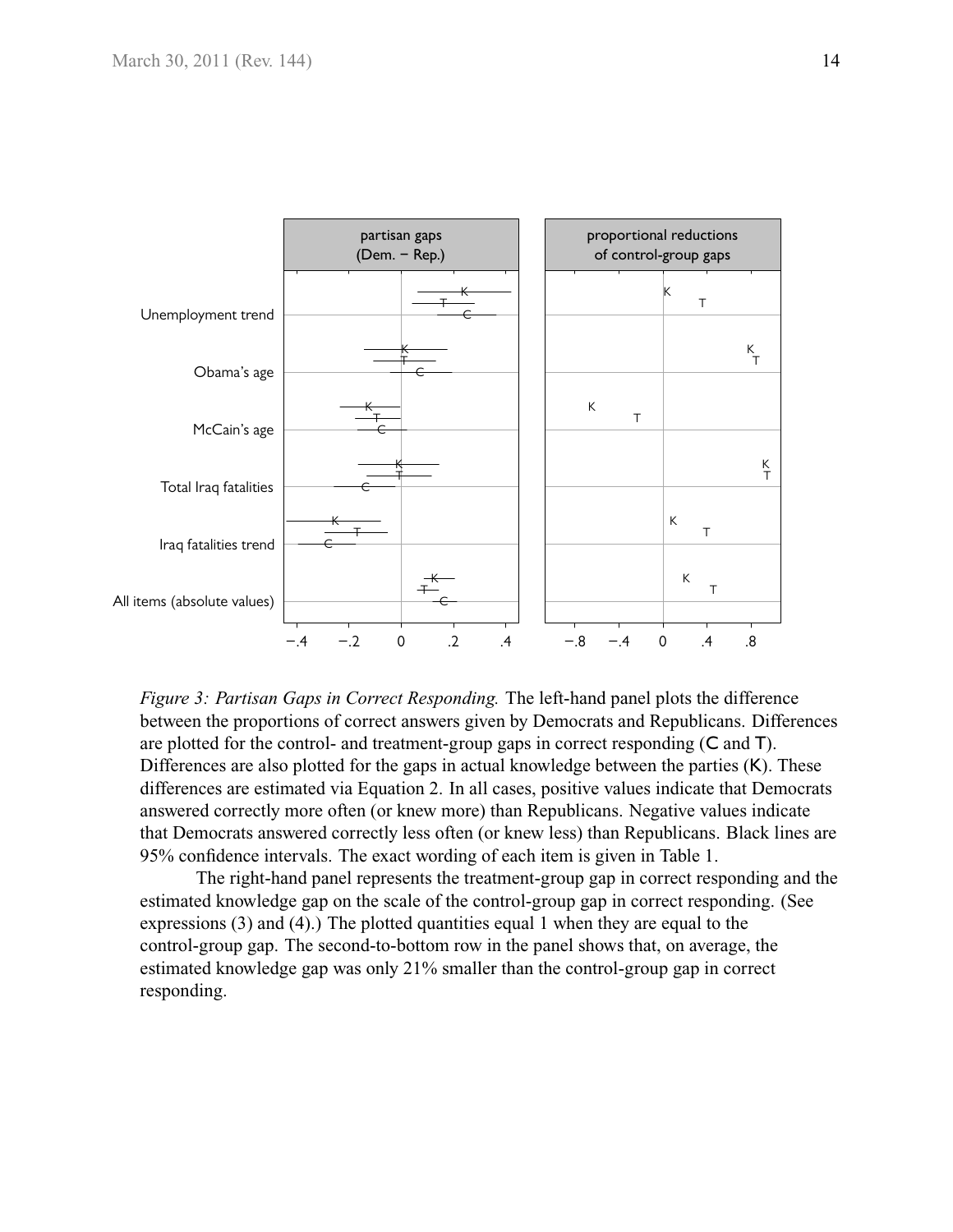*Figure 3: Partisan Gaps in Correct Responding.* The left-hand panel plots the difference between the proportions of correct answers given by Democrats and Republicans. Differences are plotted for the control- and treatment-group gaps in correct responding (C and T). Differences are also plotted for the gaps in actual knowledge between the parties (K). These differences are estimated via Equation 2. In all cases, positive values indicate that Democrats answered correctly more often (or knew more) than Republicans. Negative values indicate that Democrats answered correctly less often (or knew less) than Republicans. Black lines are 95% confidence intervals. The exact wording of each item is given in Table 1.

The right-hand panel represents the treatment-group gap in correct responding and the estimated knowledge gap on the scale of the control-group gap in correct responding. (See expressions (3) and (4).) The plotted quantities equal 1 when they are equal to the control-group gap. The second-to-bottom row in the panel shows that, on average, the estimated knowledge gap was only 21% smaller than the control-group gap in correct responding.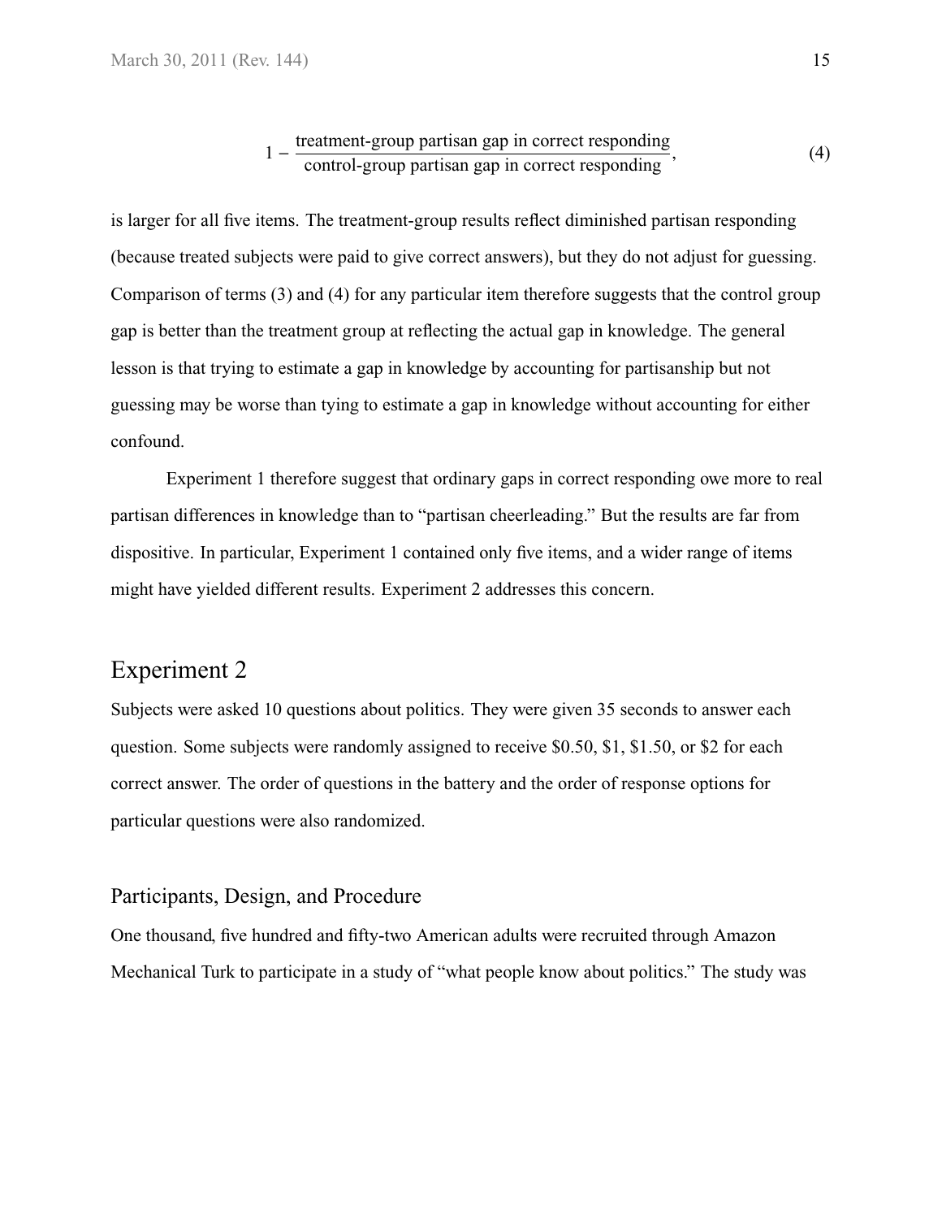$$1 - \frac{\text{treatment-group partisan gap in correct responding}}{\text{control-group partisan gap in correct responding}}, \tag{4}$$

is larger for all five items. The treatment-group results reflect diminished partisan responding (because treated subjects were paid to give correct answers), but they do not adjust for guessing. Comparison of terms (3) and (4) for any particular item therefore suggests that the control group gap is better than the treatment group at reflecting the actual gap in knowledge. The general lesson is that trying to estimate a gap in knowledge by accounting for partisanship but not guessing may be worse than tying to estimate a gap in knowledge without accounting for either confound.

Experiment 1 therefore suggest that ordinary gaps in correct responding owe more to real partisan differences in knowledge than to "partisan cheerleading." But the results are far from dispositive. In particular, Experiment 1 contained only five items, and a wider range of items might have yielded different results. Experiment 2 addresses this concern.

## Experiment 2

Subjects were asked 10 questions about politics. They were given 35 seconds to answer each question. Some subjects were randomly assigned to receive $0.50, $1, $1.50, or $2 for each correct answer. The order of questions in the battery and the order of response options for particular questions were also randomized.

### Participants, Design, and Procedure

One thousand, five hundred and fifty-two American adults were recruited through Amazon Mechanical Turk to participate in a study of "what people know about politics." The study was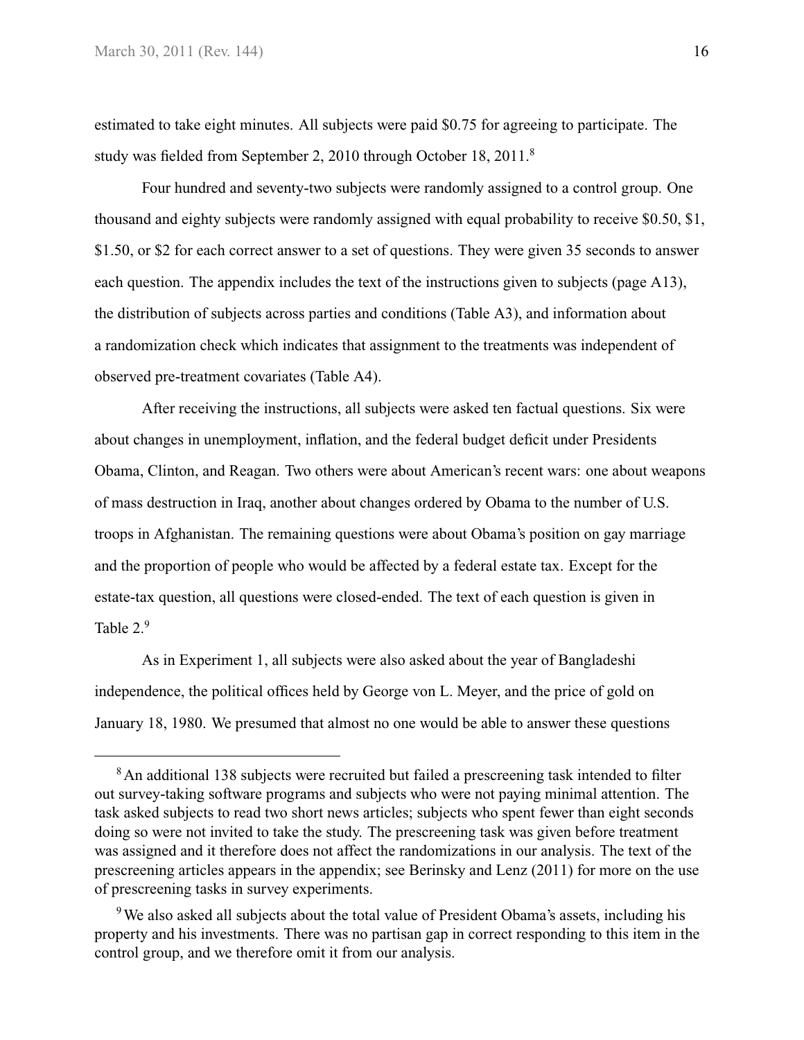estimated to take eight minutes. All subjects were paid $0.75 for agreeing to participate. The study was fielded from September 2, 2010 through October 18, 2011.[8]

Four hundred and seventy-two subjects were randomly assigned to a control group. One thousand and eighty subjects were randomly assigned with equal probability to receive $0.50, $1, $1.50, or $2 for each correct answer to a set of questions. They were given 35 seconds to answer each question. The appendix includes the text of the instructions given to subjects (page A13), the distribution of subjects across parties and conditions (Table A3), and information about a randomization check which indicates that assignment to the treatments was independent of observed pre-treatment covariates (Table A4).

After receiving the instructions, all subjects were asked ten factual questions. Six were about changes in unemployment, inflation, and the federal budget deficit under Presidents Obama, Clinton, and Reagan. Two others were about American's recent wars: one about weapons of mass destruction in Iraq, another about changes ordered by Obama to the number of U.S. troops in Afghanistan. The remaining questions were about Obama's position on gay marriage and the proportion of people who would be affected by a federal estate tax. Except for the estate-tax question, all questions were closed-ended. The text of each question is given in Table 2.[9]

As in Experiment 1, all subjects were also asked about the year of Bangladeshi independence, the political offices held by George von L. Meyer, and the price of gold on January 18, 1980. We presumed that almost no one would be able to answer these questions

---

[8] An additional 138 subjects were recruited but failed a prescreening task intended to filter out survey-taking software programs and subjects who were not paying minimal attention. The task asked subjects to read two short news articles; subjects who spent fewer than eight seconds doing so were not invited to take the study. The prescreening task was given before treatment was assigned and it therefore does not affect the randomizations in our analysis. The text of the prescreening articles appears in the appendix; see Berinsky and Lenz (2011) for more on the use of prescreening tasks in survey experiments.

[9] We also asked all subjects about the total value of President Obama's assets, including his property and his investments. There was no partisan gap in correct responding to this item in the control group, and we therefore omit it from our analysis.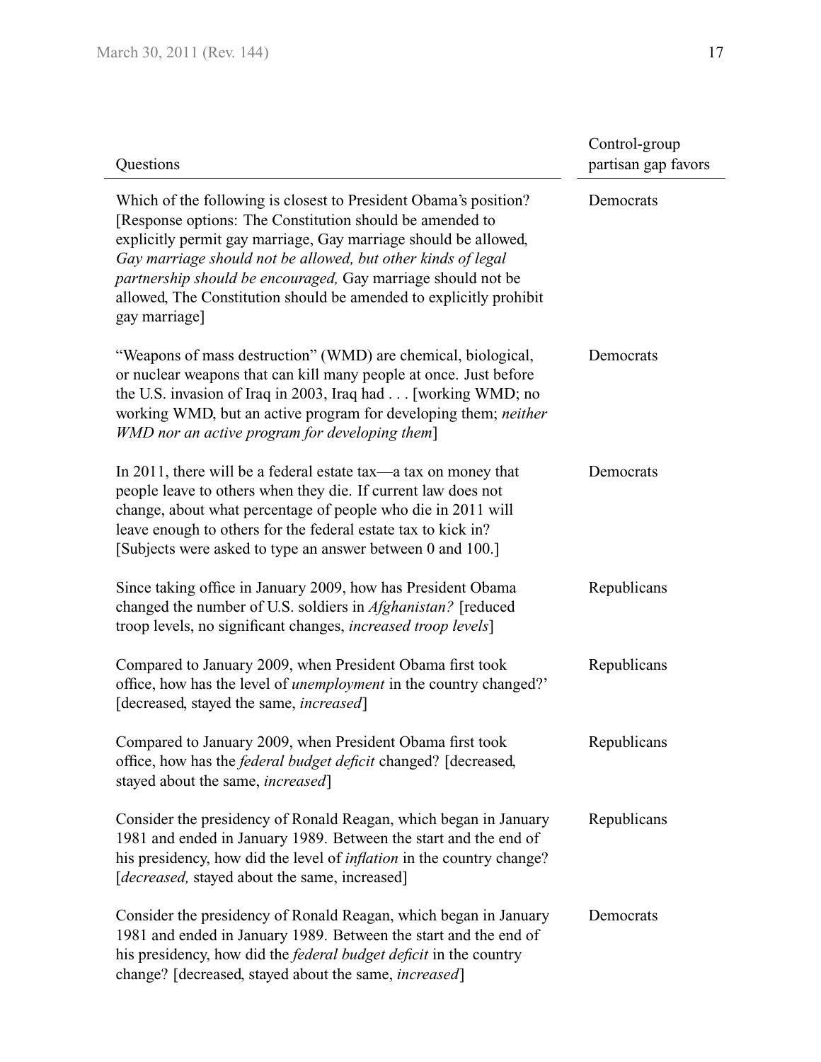| Questions | Control-group partisan gap favors |
| --- | --- |
| Which of the following is closest to President Obama's position? [Response options: The Constitution should be amended to explicitly permit gay marriage, Gay marriage should be allowed, *Gay marriage should not be allowed, but other kinds of legal partnership should be encouraged,* Gay marriage should not be allowed, The Constitution should be amended to explicitly prohibit gay marriage] | Democrats |
| "Weapons of mass destruction" (WMD) are chemical, biological, or nuclear weapons that can kill many people at once. Just before the U.S. invasion of Iraq in 2003, Iraq had . . . [working WMD; no working WMD, but an active program for developing them; *neither WMD nor an active program for developing them*] | Democrats |
| In 2011, there will be a federal estate tax—a tax on money that people leave to others when they die. If current law does not change, about what percentage of people who die in 2011 will leave enough to others for the federal estate tax to kick in? [Subjects were asked to type an answer between 0 and 100.] | Democrats |
| Since taking office in January 2009, how has President Obama changed the number of U.S. soldiers in *Afghanistan?* [reduced troop levels, no significant changes, *increased troop levels*] | Republicans |
| Compared to January 2009, when President Obama first took office, how has the level of *unemployment* in the country changed?' [decreased, stayed the same, *increased*] | Republicans |
| Compared to January 2009, when President Obama first took office, how has the *federal budget deficit* changed? [decreased, stayed about the same, *increased*] | Republicans |
| Consider the presidency of Ronald Reagan, which began in January 1981 and ended in January 1989. Between the start and the end of his presidency, how did the level of *inflation* in the country change? [*decreased,* stayed about the same, increased] | Republicans |
| Consider the presidency of Ronald Reagan, which began in January 1981 and ended in January 1989. Between the start and the end of his presidency, how did the *federal budget deficit* in the country change? [decreased, stayed about the same, *increased*] | Democrats |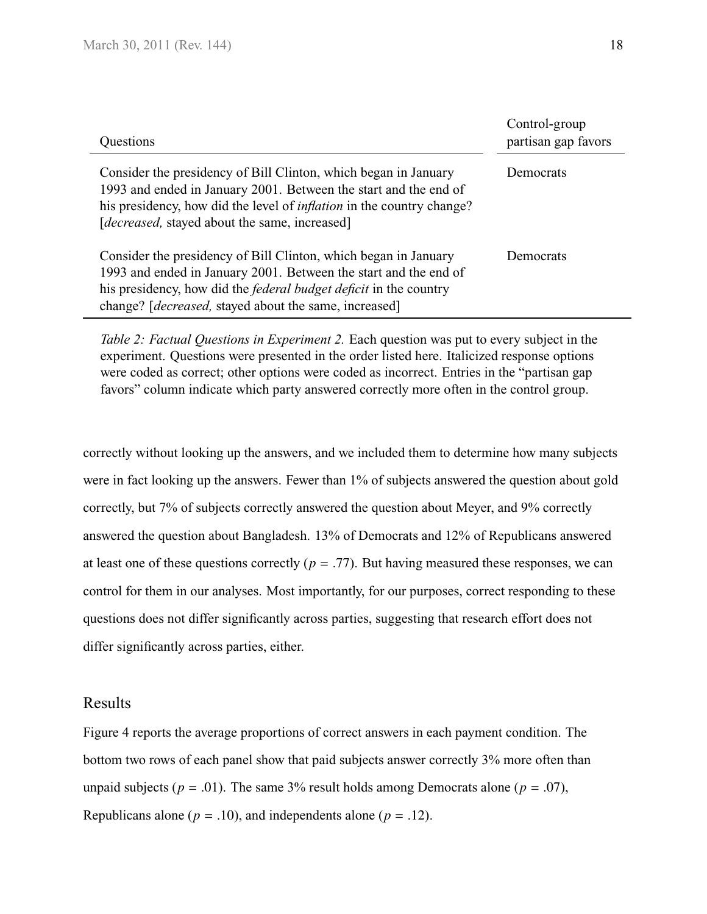| Questions | Control-group partisan gap favors |
|---|---|
| Consider the presidency of Bill Clinton, which began in January 1993 and ended in January 2001. Between the start and the end of his presidency, how did the level of *inflation* in the country change? [*decreased,* stayed about the same, increased] | Democrats |
| Consider the presidency of Bill Clinton, which began in January 1993 and ended in January 2001. Between the start and the end of his presidency, how did the *federal budget deficit* in the country change? [*decreased,* stayed about the same, increased] | Democrats |

*Table 2: Factual Questions in Experiment 2.* Each question was put to every subject in the experiment. Questions were presented in the order listed here. Italicized response options were coded as correct; other options were coded as incorrect. Entries in the "partisan gap favors" column indicate which party answered correctly more often in the control group.

correctly without looking up the answers, and we included them to determine how many subjects were in fact looking up the answers. Fewer than 1% of subjects answered the question about gold correctly, but 7% of subjects correctly answered the question about Meyer, and 9% correctly answered the question about Bangladesh. 13% of Democrats and 12% of Republicans answered at least one of these questions correctly ($p$ = .77). But having measured these responses, we can control for them in our analyses. Most importantly, for our purposes, correct responding to these questions does not differ significantly across parties, suggesting that research effort does not differ significantly across parties, either.

## Results

Figure 4 reports the average proportions of correct answers in each payment condition. The bottom two rows of each panel show that paid subjects answer correctly 3% more often than unpaid subjects ($p$ = .01). The same 3% result holds among Democrats alone ($p$ = .07), Republicans alone ($p$ = .10), and independents alone ($p$ = .12).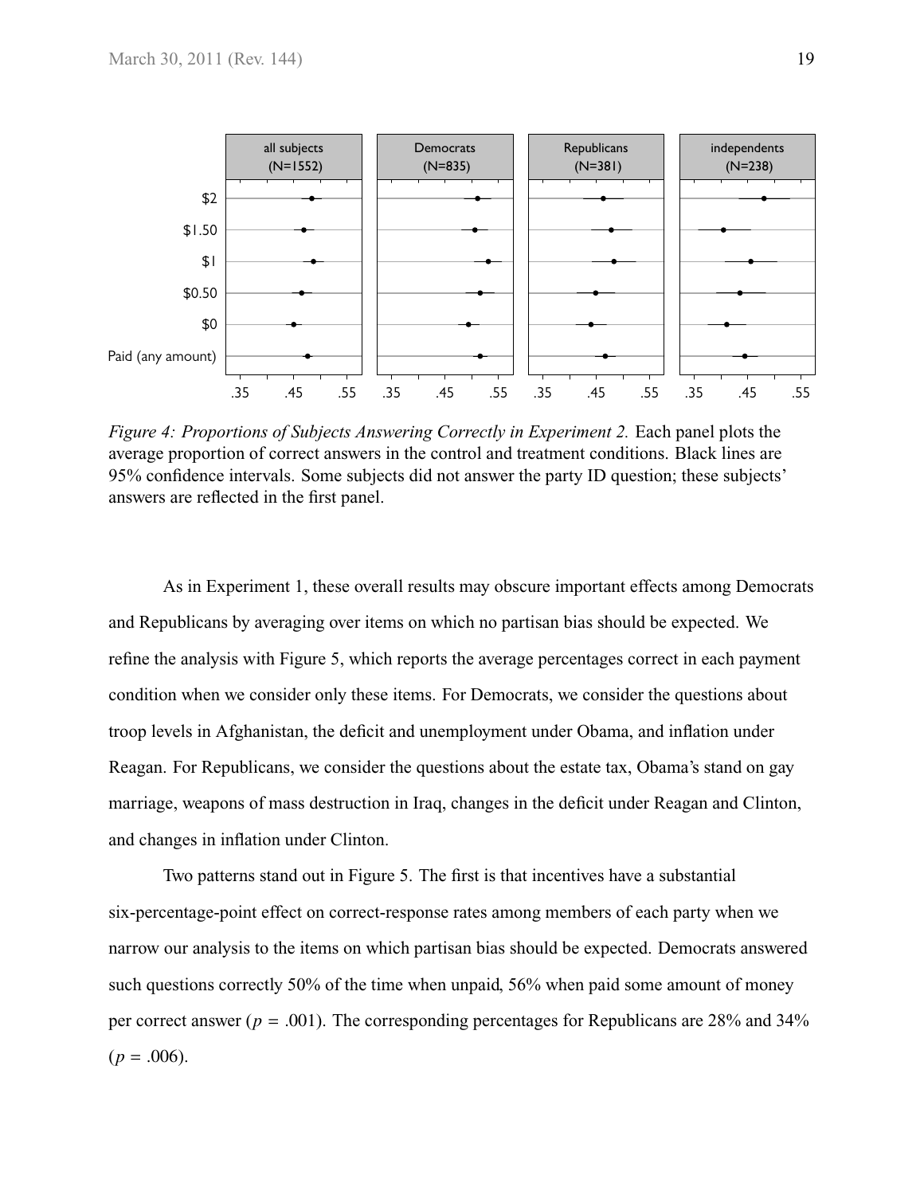*Figure 4: Proportions of Subjects Answering Correctly in Experiment 2.* Each panel plots the average proportion of correct answers in the control and treatment conditions. Black lines are 95% confidence intervals. Some subjects did not answer the party ID question; these subjects' answers are reflected in the first panel.

As in Experiment 1, these overall results may obscure important effects among Democrats and Republicans by averaging over items on which no partisan bias should be expected. We refine the analysis with Figure 5, which reports the average percentages correct in each payment condition when we consider only these items. For Democrats, we consider the questions about troop levels in Afghanistan, the deficit and unemployment under Obama, and inflation under Reagan. For Republicans, we consider the questions about the estate tax, Obama's stand on gay marriage, weapons of mass destruction in Iraq, changes in the deficit under Reagan and Clinton, and changes in inflation under Clinton.

Two patterns stand out in Figure 5. The first is that incentives have a substantial six-percentage-point effect on correct-response rates among members of each party when we narrow our analysis to the items on which partisan bias should be expected. Democrats answered such questions correctly 50% of the time when unpaid, 56% when paid some amount of money per correct answer ($p = .001$). The corresponding percentages for Republicans are 28% and 34% ($p = .006$).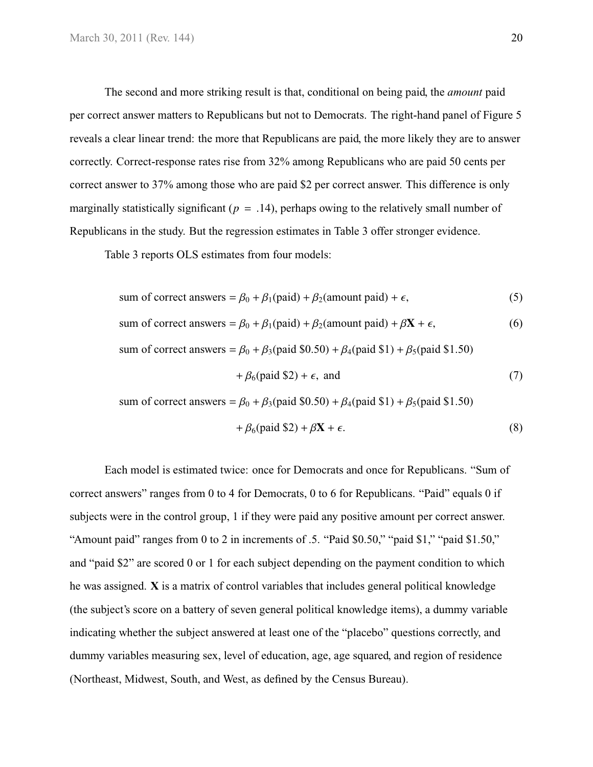The second and more striking result is that, conditional on being paid, the *amount* paid per correct answer matters to Republicans but not to Democrats. The right-hand panel of Figure 5 reveals a clear linear trend: the more that Republicans are paid, the more likely they are to answer correctly. Correct-response rates rise from 32% among Republicans who are paid 50 cents per correct answer to 37% among those who are paid \$2 per correct answer. This difference is only marginally statistically significant ($p = .14$), perhaps owing to the relatively small number of Republicans in the study. But the regression estimates in Table 3 offer stronger evidence.

Table 3 reports OLS estimates from four models:

$$\text{sum of correct answers} = \beta_0 + \beta_1(\text{paid}) + \beta_2(\text{amount paid}) + \epsilon, \tag{5}$$

$$\text{sum of correct answers} = \beta_0 + \beta_1(\text{paid}) + \beta_2(\text{amount paid}) + \beta\mathbf{X} + \epsilon, \tag{6}$$

$$\text{sum of correct answers} = \beta_0 + \beta_3(\text{paid \$0.50}) + \beta_4(\text{paid \$1}) + \beta_5(\text{paid \$1.50}) + \beta_6(\text{paid \$2}) + \epsilon, \text{ and} \tag{7}$$

$$\text{sum of correct answers} = \beta_0 + \beta_3(\text{paid \$0.50}) + \beta_4(\text{paid \$1}) + \beta_5(\text{paid \$1.50}) + \beta_6(\text{paid \$2}) + \beta\mathbf{X} + \epsilon. \tag{8}$$

Each model is estimated twice: once for Democrats and once for Republicans. "Sum of correct answers" ranges from 0 to 4 for Democrats, 0 to 6 for Republicans. "Paid" equals 0 if subjects were in the control group, 1 if they were paid any positive amount per correct answer. "Amount paid" ranges from 0 to 2 in increments of .5. "Paid \$0.50," "paid \$1," "paid \$1.50," and "paid \$2" are scored 0 or 1 for each subject depending on the payment condition to which he was assigned. $\mathbf{X}$ is a matrix of control variables that includes general political knowledge (the subject's score on a battery of seven general political knowledge items), a dummy variable indicating whether the subject answered at least one of the "placebo" questions correctly, and dummy variables measuring sex, level of education, age, age squared, and region of residence (Northeast, Midwest, South, and West, as defined by the Census Bureau).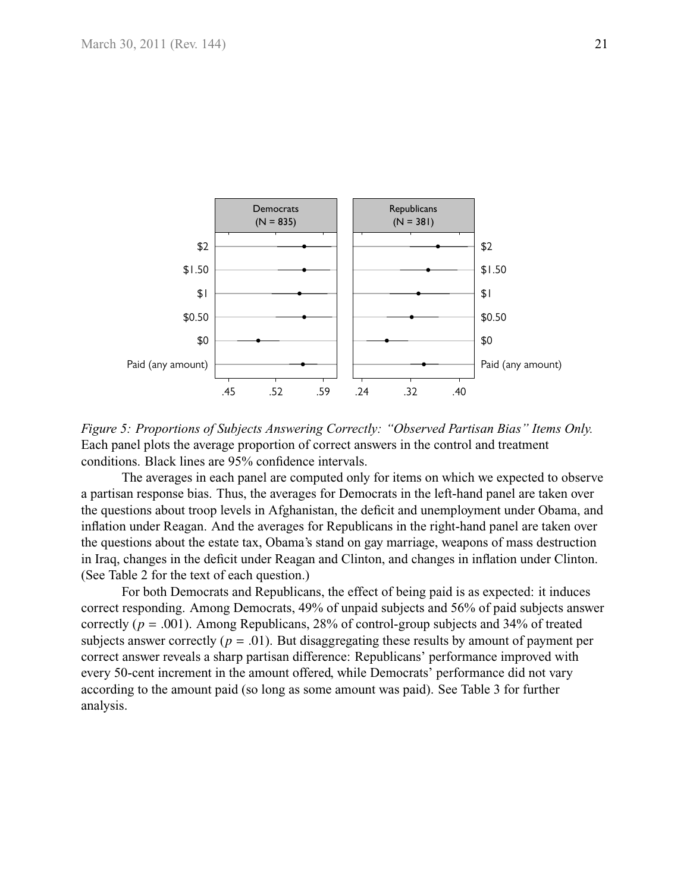*Figure 5: Proportions of Subjects Answering Correctly: "Observed Partisan Bias" Items Only.* Each panel plots the average proportion of correct answers in the control and treatment conditions. Black lines are 95% confidence intervals.

The averages in each panel are computed only for items on which we expected to observe a partisan response bias. Thus, the averages for Democrats in the left-hand panel are taken over the questions about troop levels in Afghanistan, the deficit and unemployment under Obama, and inflation under Reagan. And the averages for Republicans in the right-hand panel are taken over the questions about the estate tax, Obama's stand on gay marriage, weapons of mass destruction in Iraq, changes in the deficit under Reagan and Clinton, and changes in inflation under Clinton. (See Table 2 for the text of each question.)

For both Democrats and Republicans, the effect of being paid is as expected: it induces correct responding. Among Democrats, 49% of unpaid subjects and 56% of paid subjects answer correctly ($p = .001$). Among Republicans, 28% of control-group subjects and 34% of treated subjects answer correctly ($p = .01$). But disaggregating these results by amount of payment per correct answer reveals a sharp partisan difference: Republicans' performance improved with every 50-cent increment in the amount offered, while Democrats' performance did not vary according to the amount paid (so long as some amount was paid). See Table 3 for further analysis.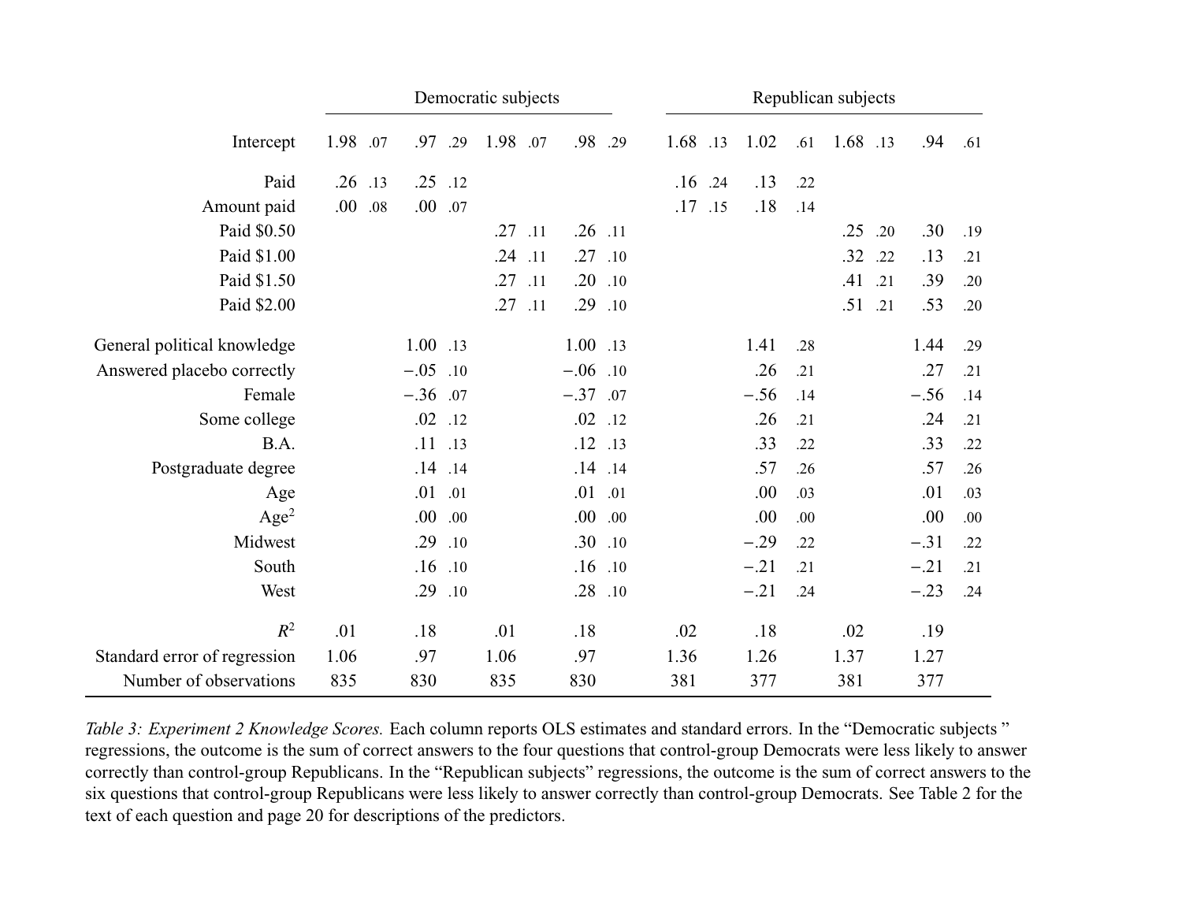| | Democratic subjects | | | | | | | | Republican subjects | | | | | | | |
|---|---|---|---|---|---|---|---|---|---|---|---|---|---|---|---|---|
| Intercept | 1.98 | .07 | .97 | .29 | 1.98 | .07 | .98 | .29 | 1.68 | .13 | 1.02 | .61 | 1.68 | .13 | .94 | .61 |
| Paid | .26 | .13 | .25 | .12 | | | | | .16 | .24 | .13 | .22 | | | | |
| Amount paid | .00 | .08 | .00 | .07 | | | | | .17 | .15 | .18 | .14 | | | | |
| Paid $0.50 | | | | | .27 | .11 | .26 | .11 | | | | | .25 | .20 | .30 | .19 |
| Paid $1.00 | | | | | .24 | .11 | .27 | .10 | | | | | .32 | .22 | .13 | .21 |
| Paid $1.50 | | | | | .27 | .11 | .20 | .10 | | | | | .41 | .21 | .39 | .20 |
| Paid $2.00 | | | | | .27 | .11 | .29 | .10 | | | | | .51 | .21 | .53 | .20 |
| General political knowledge | | | 1.00 | .13 | | | 1.00 | .13 | | | 1.41 | .28 | | | 1.44 | .29 |
| Answered placebo correctly | | | −.05 | .10 | | | −.06 | .10 | | | .26 | .21 | | | .27 | .21 |
| Female | | | −.36 | .07 | | | −.37 | .07 | | | −.56 | .14 | | | −.56 | .14 |
| Some college | | | .02 | .12 | | | .02 | .12 | | | .26 | .21 | | | .24 | .21 |
| B.A. | | | .11 | .13 | | | .12 | .13 | | | .33 | .22 | | | .33 | .22 |
| Postgraduate degree | | | .14 | .14 | | | .14 | .14 | | | .57 | .26 | | | .57 | .26 |
| Age | | | .01 | .01 | | | .01 | .01 | | | .00 | .03 | | | .01 | .03 |
| Age$^2$ | | | .00 | .00 | | | .00 | .00 | | | .00 | .00 | | | .00 | .00 |
| Midwest | | | .29 | .10 | | | .30 | .10 | | | −.29 | .22 | | | −.31 | .22 |
| South | | | .16 | .10 | | | .16 | .10 | | | −.21 | .21 | | | −.21 | .21 |
| West | | | .29 | .10 | | | .28 | .10 | | | −.21 | .24 | | | −.23 | .24 |
| $R^2$ | .01 | | .18 | | .01 | | .18 | | .02 | | .18 | | .02 | | .19 | |
| Standard error of regression | 1.06 | | .97 | | 1.06 | | .97 | | 1.36 | | 1.26 | | 1.37 | | 1.27 | |
| Number of observations | 835 | | 830 | | 835 | | 830 | | 381 | | 377 | | 381 | | 377 | |

*Table 3: Experiment 2 Knowledge Scores.* Each column reports OLS estimates and standard errors. In the "Democratic subjects " regressions, the outcome is the sum of correct answers to the four questions that control-group Democrats were less likely to answer correctly than control-group Republicans. In the "Republican subjects" regressions, the outcome is the sum of correct answers to the six questions that control-group Republicans were less likely to answer correctly than control-group Democrats. See Table 2 for the text of each question and page 20 for descriptions of the predictors.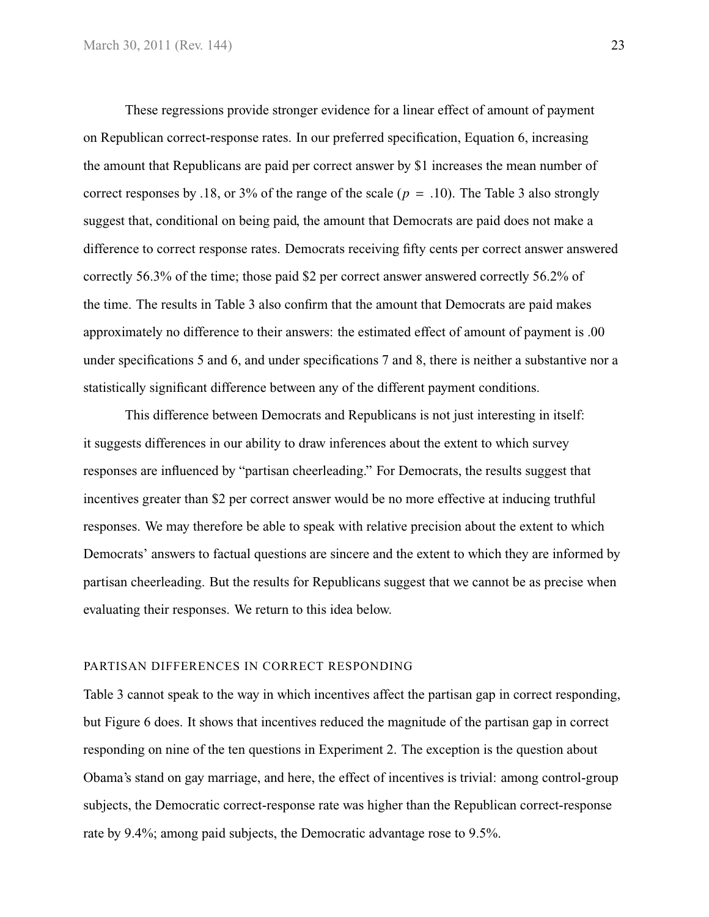These regressions provide stronger evidence for a linear effect of amount of payment on Republican correct-response rates. In our preferred specification, Equation 6, increasing the amount that Republicans are paid per correct answer by $1 increases the mean number of correct responses by .18, or 3% of the range of the scale ($p = .10$). The Table 3 also strongly suggest that, conditional on being paid, the amount that Democrats are paid does not make a difference to correct response rates. Democrats receiving fifty cents per correct answer answered correctly 56.3% of the time; those paid $2 per correct answer answered correctly 56.2% of the time. The results in Table 3 also confirm that the amount that Democrats are paid makes approximately no difference to their answers: the estimated effect of amount of payment is .00 under specifications 5 and 6, and under specifications 7 and 8, there is neither a substantive nor a statistically significant difference between any of the different payment conditions.

This difference between Democrats and Republicans is not just interesting in itself: it suggests differences in our ability to draw inferences about the extent to which survey responses are influenced by "partisan cheerleading." For Democrats, the results suggest that incentives greater than $2 per correct answer would be no more effective at inducing truthful responses. We may therefore be able to speak with relative precision about the extent to which Democrats' answers to factual questions are sincere and the extent to which they are informed by partisan cheerleading. But the results for Republicans suggest that we cannot be as precise when evaluating their responses. We return to this idea below.

## PARTISAN DIFFERENCES IN CORRECT RESPONDING

Table 3 cannot speak to the way in which incentives affect the partisan gap in correct responding, but Figure 6 does. It shows that incentives reduced the magnitude of the partisan gap in correct responding on nine of the ten questions in Experiment 2. The exception is the question about Obama's stand on gay marriage, and here, the effect of incentives is trivial: among control-group subjects, the Democratic correct-response rate was higher than the Republican correct-response rate by 9.4%; among paid subjects, the Democratic advantage rose to 9.5%.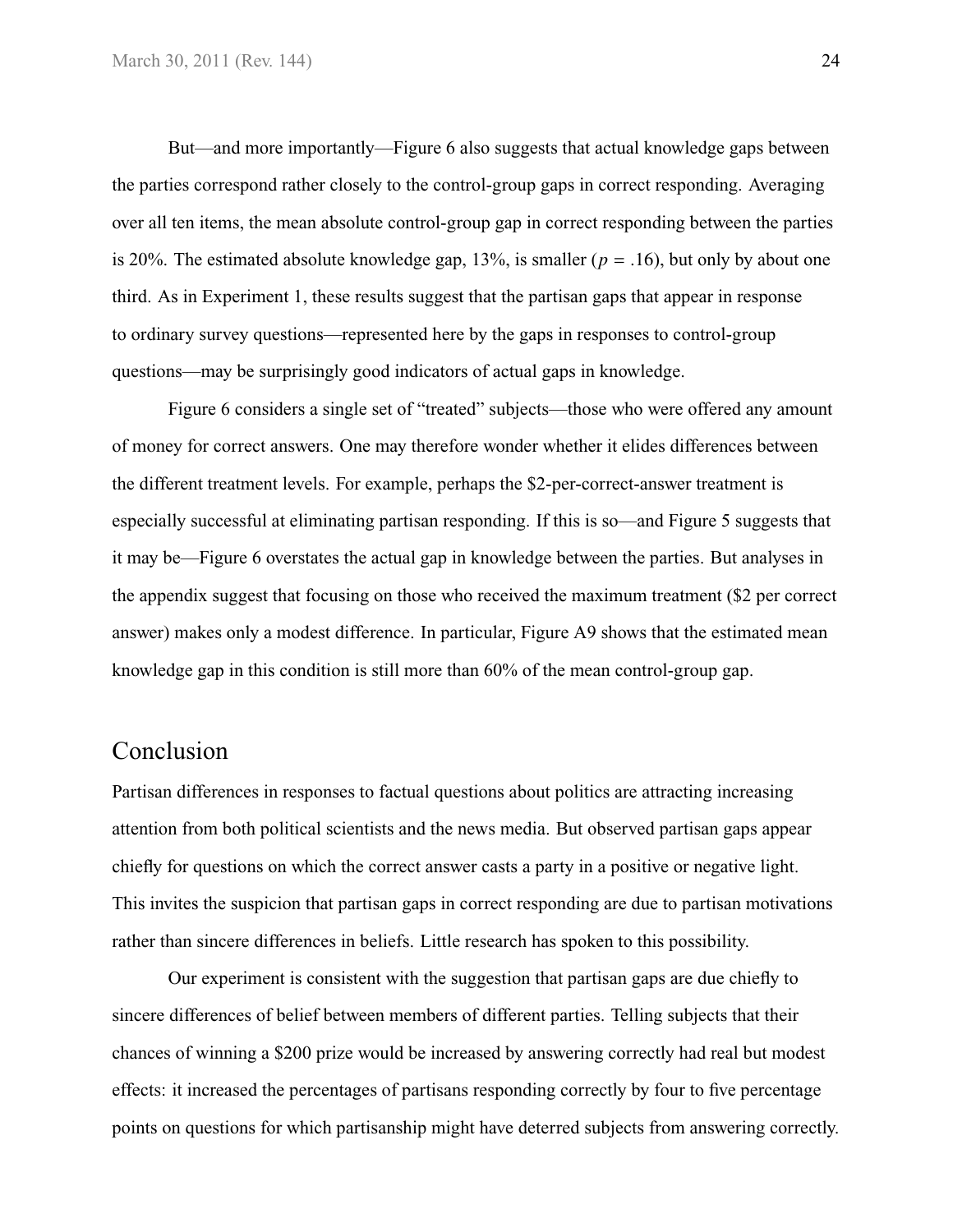But—and more importantly—Figure 6 also suggests that actual knowledge gaps between the parties correspond rather closely to the control-group gaps in correct responding. Averaging over all ten items, the mean absolute control-group gap in correct responding between the parties is 20%. The estimated absolute knowledge gap, 13%, is smaller ($p = .16$), but only by about one third. As in Experiment 1, these results suggest that the partisan gaps that appear in response to ordinary survey questions—represented here by the gaps in responses to control-group questions—may be surprisingly good indicators of actual gaps in knowledge.

Figure 6 considers a single set of "treated" subjects—those who were offered any amount of money for correct answers. One may therefore wonder whether it elides differences between the different treatment levels. For example, perhaps the \$2-per-correct-answer treatment is especially successful at eliminating partisan responding. If this is so—and Figure 5 suggests that it may be—Figure 6 overstates the actual gap in knowledge between the parties. But analyses in the appendix suggest that focusing on those who received the maximum treatment (\$2 per correct answer) makes only a modest difference. In particular, Figure A9 shows that the estimated mean knowledge gap in this condition is still more than 60% of the mean control-group gap.

## Conclusion

Partisan differences in responses to factual questions about politics are attracting increasing attention from both political scientists and the news media. But observed partisan gaps appear chiefly for questions on which the correct answer casts a party in a positive or negative light. This invites the suspicion that partisan gaps in correct responding are due to partisan motivations rather than sincere differences in beliefs. Little research has spoken to this possibility.

Our experiment is consistent with the suggestion that partisan gaps are due chiefly to sincere differences of belief between members of different parties. Telling subjects that their chances of winning a \$200 prize would be increased by answering correctly had real but modest effects: it increased the percentages of partisans responding correctly by four to five percentage points on questions for which partisanship might have deterred subjects from answering correctly.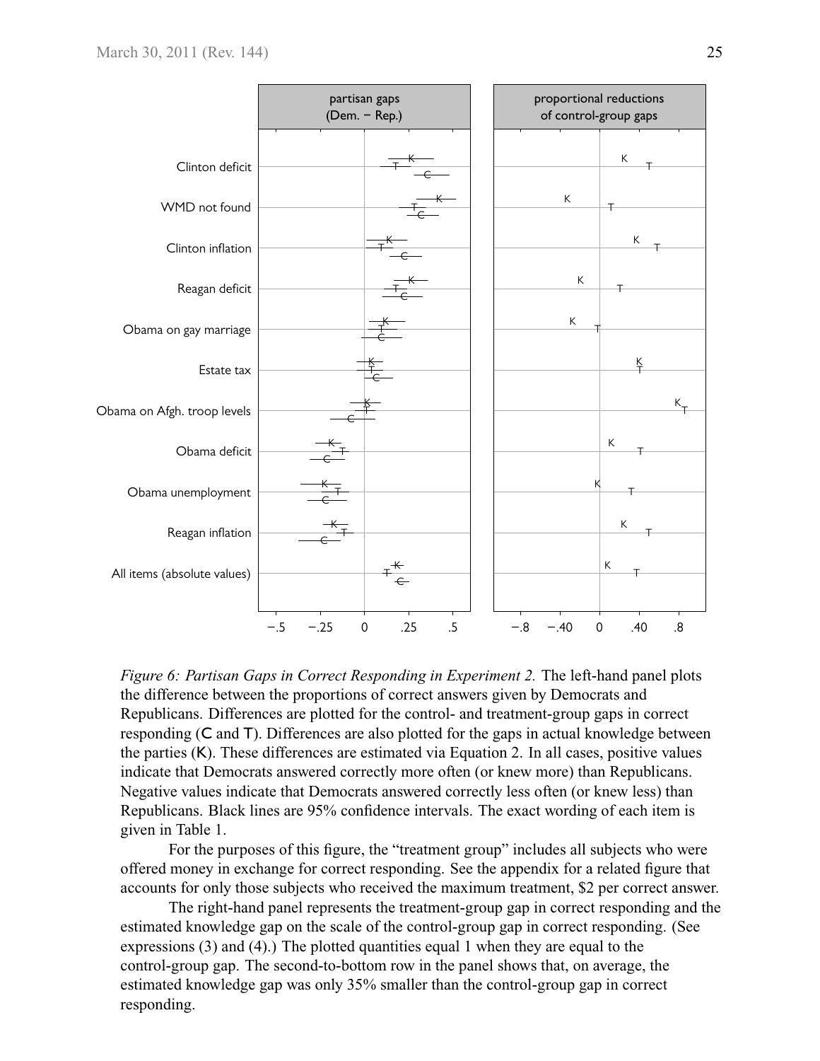*Figure 6: Partisan Gaps in Correct Responding in Experiment 2.* The left-hand panel plots the difference between the proportions of correct answers given by Democrats and Republicans. Differences are plotted for the control- and treatment-group gaps in correct responding (C and T). Differences are also plotted for the gaps in actual knowledge between the parties (K). These differences are estimated via Equation 2. In all cases, positive values indicate that Democrats answered correctly more often (or knew more) than Republicans. Negative values indicate that Democrats answered correctly less often (or knew less) than Republicans. Black lines are 95% confidence intervals. The exact wording of each item is given in Table 1.

For the purposes of this figure, the "treatment group" includes all subjects who were offered money in exchange for correct responding. See the appendix for a related figure that accounts for only those subjects who received the maximum treatment, \$2 per correct answer.

The right-hand panel represents the treatment-group gap in correct responding and the estimated knowledge gap on the scale of the control-group gap in correct responding. (See expressions (3) and (4).) The plotted quantities equal 1 when they are equal to the control-group gap. The second-to-bottom row in the panel shows that, on average, the estimated knowledge gap was only 35% smaller than the control-group gap in correct responding.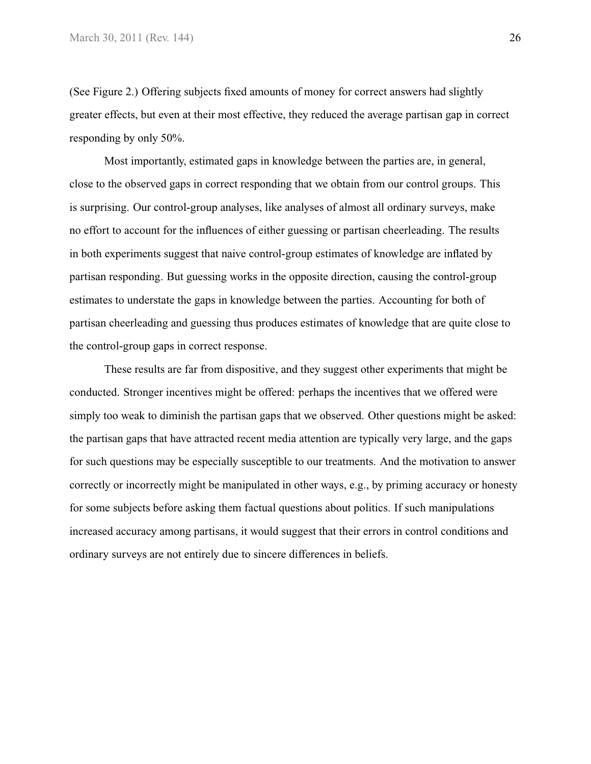(See Figure 2.) Offering subjects fixed amounts of money for correct answers had slightly greater effects, but even at their most effective, they reduced the average partisan gap in correct responding by only 50%.

Most importantly, estimated gaps in knowledge between the parties are, in general, close to the observed gaps in correct responding that we obtain from our control groups. This is surprising. Our control-group analyses, like analyses of almost all ordinary surveys, make no effort to account for the influences of either guessing or partisan cheerleading. The results in both experiments suggest that naive control-group estimates of knowledge are inflated by partisan responding. But guessing works in the opposite direction, causing the control-group estimates to understate the gaps in knowledge between the parties. Accounting for both of partisan cheerleading and guessing thus produces estimates of knowledge that are quite close to the control-group gaps in correct response.

These results are far from dispositive, and they suggest other experiments that might be conducted. Stronger incentives might be offered: perhaps the incentives that we offered were simply too weak to diminish the partisan gaps that we observed. Other questions might be asked: the partisan gaps that have attracted recent media attention are typically very large, and the gaps for such questions may be especially susceptible to our treatments. And the motivation to answer correctly or incorrectly might be manipulated in other ways, e.g., by priming accuracy or honesty for some subjects before asking them factual questions about politics. If such manipulations increased accuracy among partisans, it would suggest that their errors in control conditions and ordinary surveys are not entirely due to sincere differences in beliefs.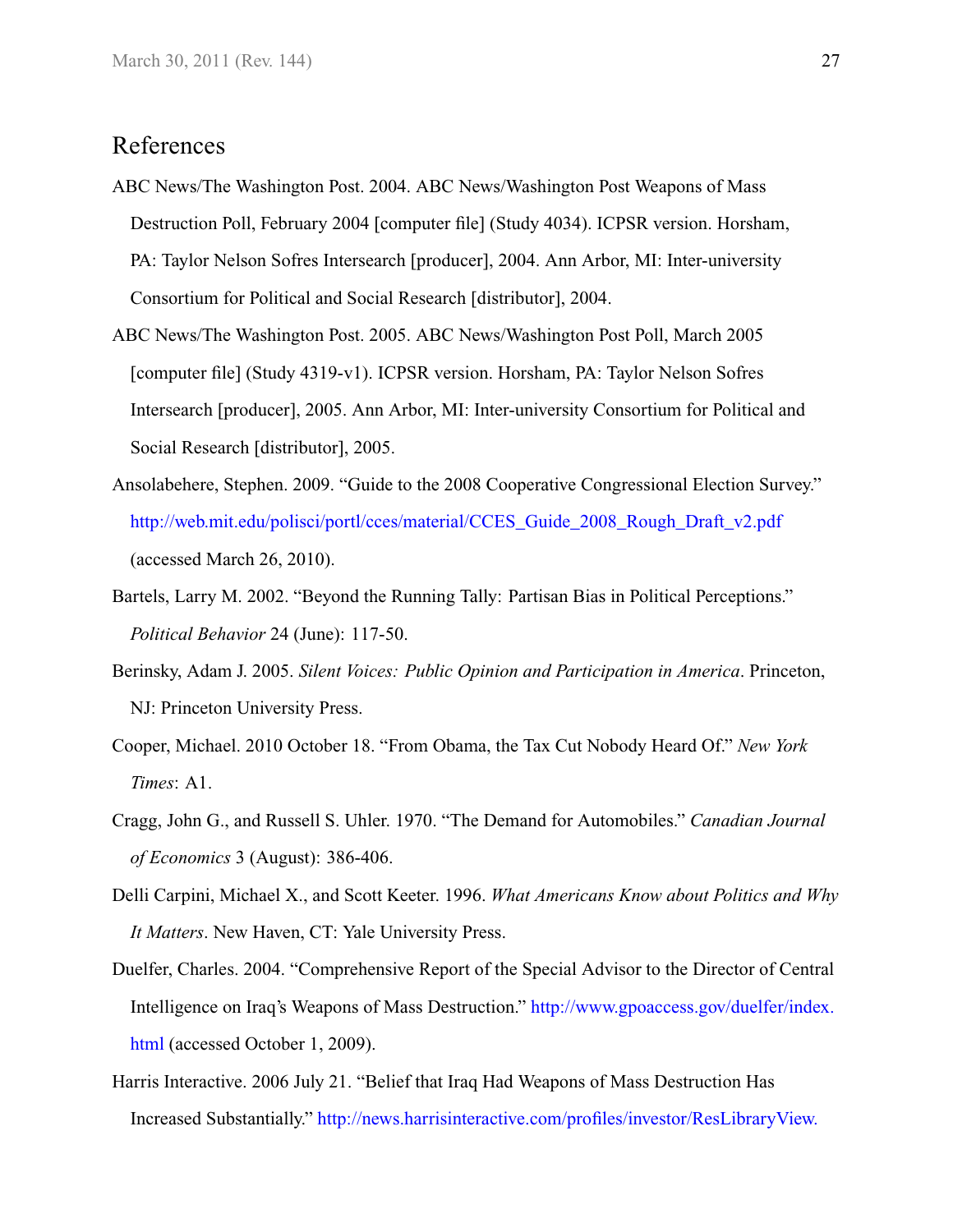## References

ABC News/The Washington Post. 2004. ABC News/Washington Post Weapons of Mass Destruction Poll, February 2004 [computer file] (Study 4034). ICPSR version. Horsham, PA: Taylor Nelson Sofres Intersearch [producer], 2004. Ann Arbor, MI: Inter-university Consortium for Political and Social Research [distributor], 2004.

ABC News/The Washington Post. 2005. ABC News/Washington Post Poll, March 2005 [computer file] (Study 4319-v1). ICPSR version. Horsham, PA: Taylor Nelson Sofres Intersearch [producer], 2005. Ann Arbor, MI: Inter-university Consortium for Political and Social Research [distributor], 2005.

Ansolabehere, Stephen. 2009. "Guide to the 2008 Cooperative Congressional Election Survey." http://web.mit.edu/polisci/portl/cces/material/CCES_Guide_2008_Rough_Draft_v2.pdf (accessed March 26, 2010).

Bartels, Larry M. 2002. "Beyond the Running Tally: Partisan Bias in Political Perceptions." *Political Behavior* 24 (June): 117-50.

Berinsky, Adam J. 2005. *Silent Voices: Public Opinion and Participation in America*. Princeton, NJ: Princeton University Press.

Cooper, Michael. 2010 October 18. "From Obama, the Tax Cut Nobody Heard Of." *New York Times*: A1.

Cragg, John G., and Russell S. Uhler. 1970. "The Demand for Automobiles." *Canadian Journal of Economics* 3 (August): 386-406.

Delli Carpini, Michael X., and Scott Keeter. 1996. *What Americans Know about Politics and Why It Matters*. New Haven, CT: Yale University Press.

Duelfer, Charles. 2004. "Comprehensive Report of the Special Advisor to the Director of Central Intelligence on Iraq's Weapons of Mass Destruction." http://www.gpoaccess.gov/duelfer/index.html (accessed October 1, 2009).

Harris Interactive. 2006 July 21. "Belief that Iraq Had Weapons of Mass Destruction Has Increased Substantially." http://news.harrisinteractive.com/profiles/investor/ResLibraryView.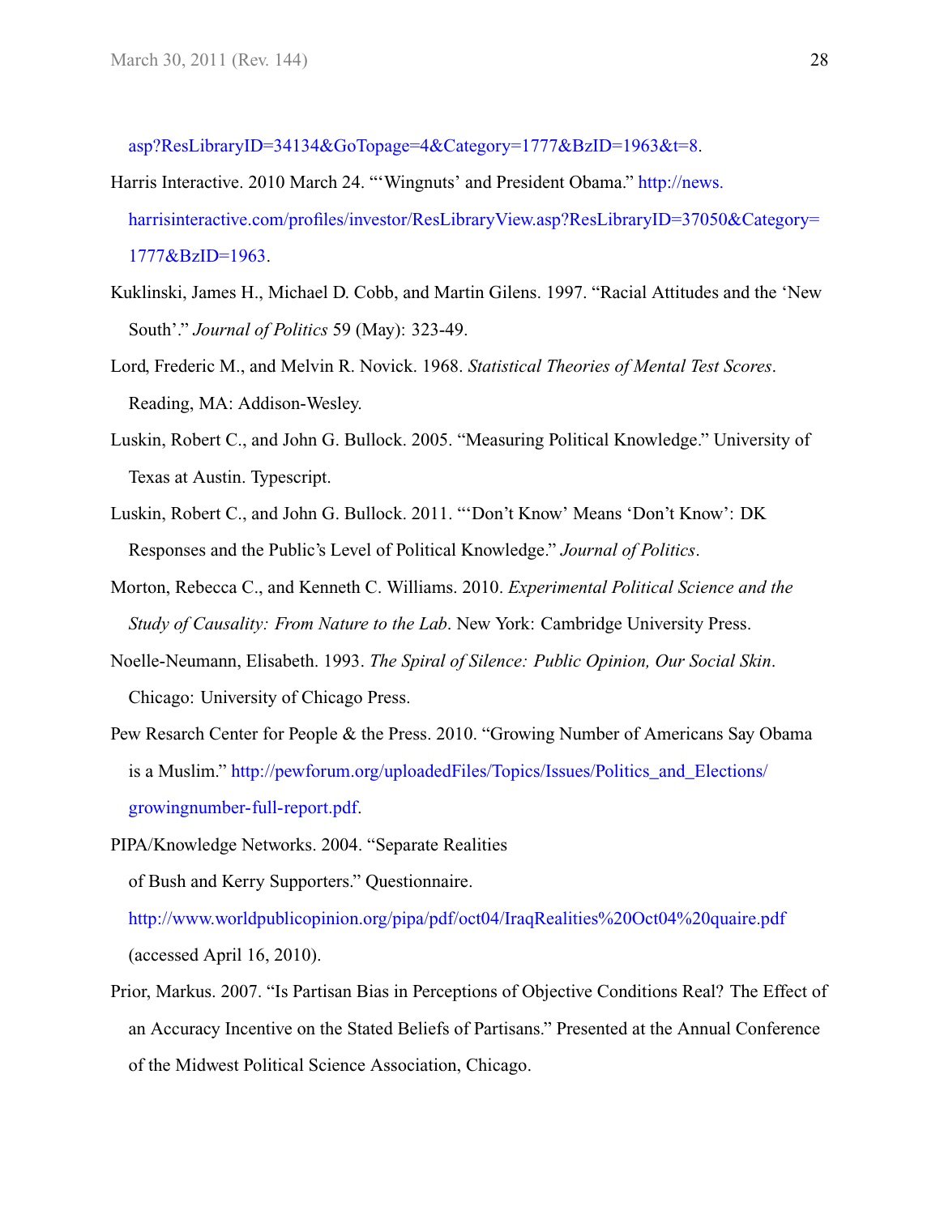asp?ResLibraryID=34134&GoTopage=4&Category=1777&BzID=1963&t=8.

Harris Interactive. 2010 March 24. "'Wingnuts' and President Obama." http://news.harrisinteractive.com/profiles/investor/ResLibraryView.asp?ResLibraryID=37050&Category=1777&BzID=1963.

Kuklinski, James H., Michael D. Cobb, and Martin Gilens. 1997. "Racial Attitudes and the 'New South'." *Journal of Politics* 59 (May): 323-49.

Lord, Frederic M., and Melvin R. Novick. 1968. *Statistical Theories of Mental Test Scores*. Reading, MA: Addison-Wesley.

Luskin, Robert C., and John G. Bullock. 2005. "Measuring Political Knowledge." University of Texas at Austin. Typescript.

Luskin, Robert C., and John G. Bullock. 2011. "'Don't Know' Means 'Don't Know': DK Responses and the Public's Level of Political Knowledge." *Journal of Politics*.

Morton, Rebecca C., and Kenneth C. Williams. 2010. *Experimental Political Science and the Study of Causality: From Nature to the Lab*. New York: Cambridge University Press.

Noelle-Neumann, Elisabeth. 1993. *The Spiral of Silence: Public Opinion, Our Social Skin*. Chicago: University of Chicago Press.

Pew Resarch Center for People & the Press. 2010. "Growing Number of Americans Say Obama is a Muslim." http://pewforum.org/uploadedFiles/Topics/Issues/Politics_and_Elections/growingnumber-full-report.pdf.

PIPA/Knowledge Networks. 2004. "Separate Realities of Bush and Kerry Supporters." Questionnaire. http://www.worldpublicopinion.org/pipa/pdf/oct04/IraqRealities%20Oct04%20quaire.pdf (accessed April 16, 2010).

Prior, Markus. 2007. "Is Partisan Bias in Perceptions of Objective Conditions Real? The Effect of an Accuracy Incentive on the Stated Beliefs of Partisans." Presented at the Annual Conference of the Midwest Political Science Association, Chicago.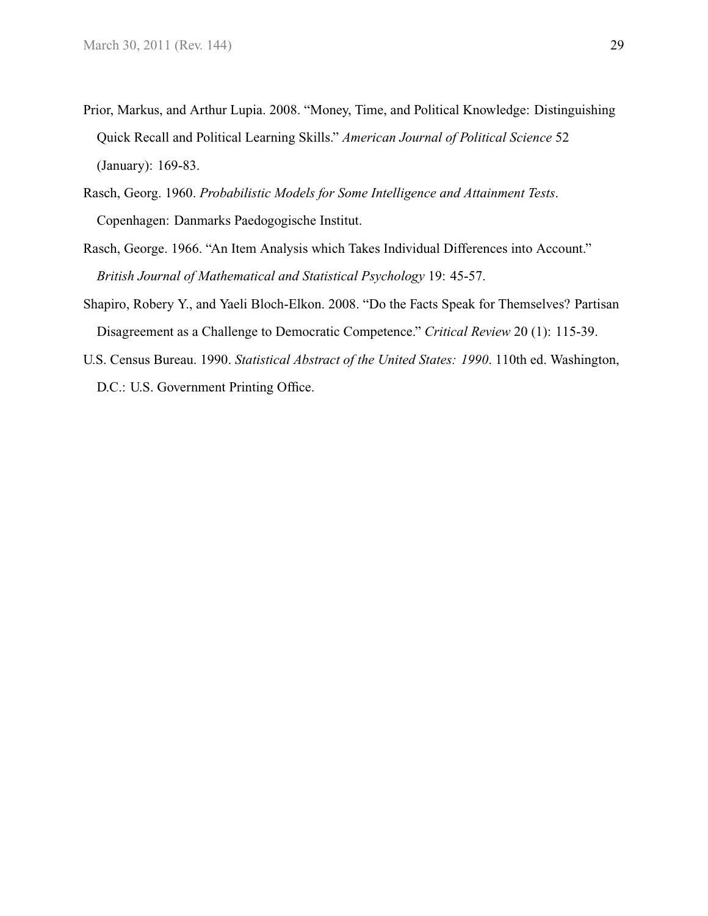Prior, Markus, and Arthur Lupia. 2008. "Money, Time, and Political Knowledge: Distinguishing Quick Recall and Political Learning Skills." *American Journal of Political Science* 52 (January): 169-83.

Rasch, Georg. 1960. *Probabilistic Models for Some Intelligence and Attainment Tests*. Copenhagen: Danmarks Paedogogische Institut.

Rasch, George. 1966. "An Item Analysis which Takes Individual Differences into Account." *British Journal of Mathematical and Statistical Psychology* 19: 45-57.

Shapiro, Robery Y., and Yaeli Bloch-Elkon. 2008. "Do the Facts Speak for Themselves? Partisan Disagreement as a Challenge to Democratic Competence." *Critical Review* 20 (1): 115-39.

U.S. Census Bureau. 1990. *Statistical Abstract of the United States: 1990*. 110th ed. Washington, D.C.: U.S. Government Printing Office.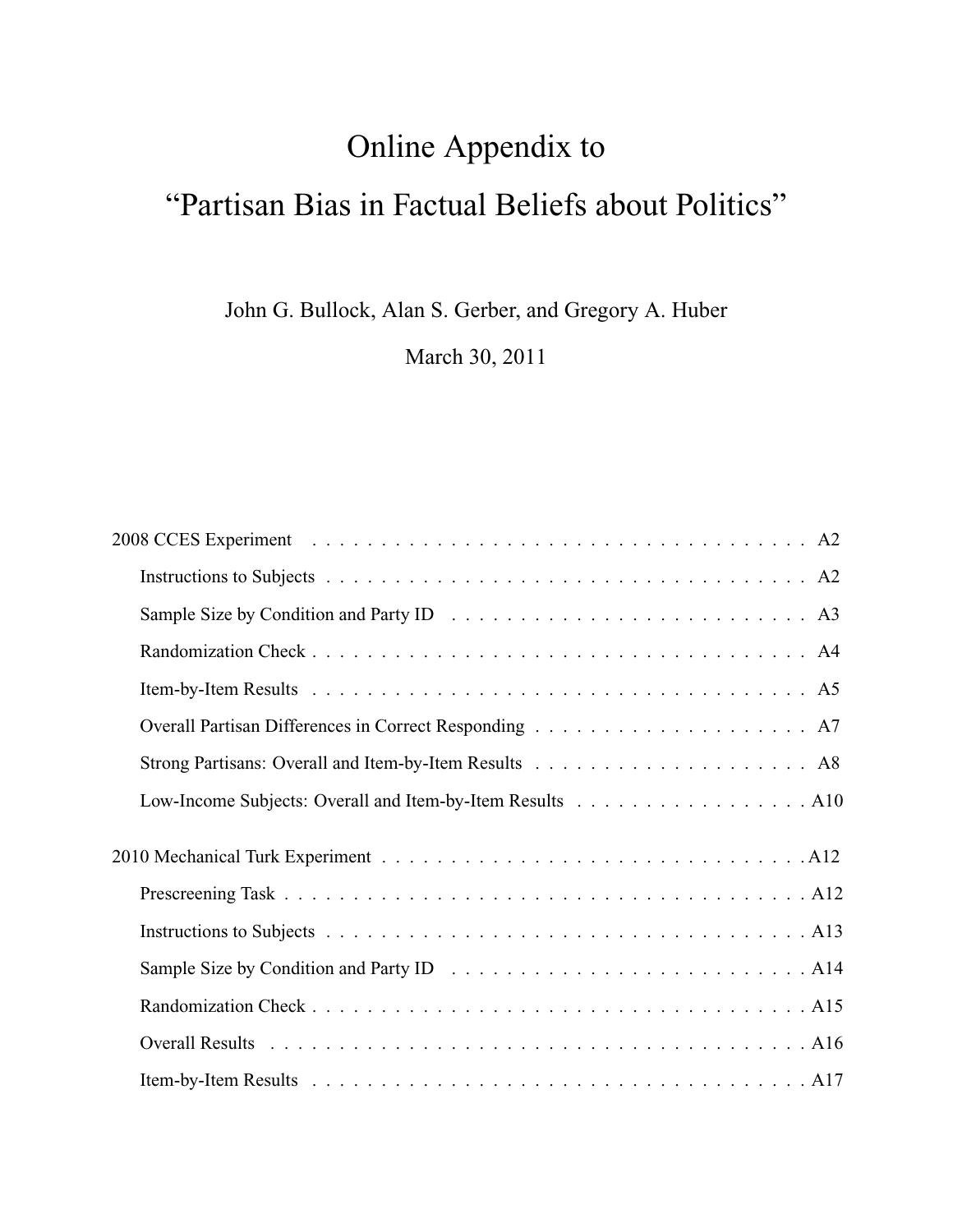# Online Appendix to
# "Partisan Bias in Factual Beliefs about Politics"

John G. Bullock, Alan S. Gerber, and Gregory A. Huber

March 30, 2011

2008 CCES Experiment . . . . . . . . . . . . . . . . . . . . . . . . . . . . . . . . . . . . A2

- Instructions to Subjects . . . . . . . . . . . . . . . . . . . . . . . . . . . . . . . . . . . A2
- Sample Size by Condition and Party ID . . . . . . . . . . . . . . . . . . . . . . . . . . A3
- Randomization Check . . . . . . . . . . . . . . . . . . . . . . . . . . . . . . . . . . . A4
- Item-by-Item Results . . . . . . . . . . . . . . . . . . . . . . . . . . . . . . . . . . . A5
- Overall Partisan Differences in Correct Responding . . . . . . . . . . . . . . . . . . . A7
- Strong Partisans: Overall and Item-by-Item Results . . . . . . . . . . . . . . . . . . . A8
- Low-Income Subjects: Overall and Item-by-Item Results . . . . . . . . . . . . . . . . . A10

2010 Mechanical Turk Experiment . . . . . . . . . . . . . . . . . . . . . . . . . . . . . . A12

- Prescreening Task . . . . . . . . . . . . . . . . . . . . . . . . . . . . . . . . . . . . . A12
- Instructions to Subjects . . . . . . . . . . . . . . . . . . . . . . . . . . . . . . . . . . A13
- Sample Size by Condition and Party ID . . . . . . . . . . . . . . . . . . . . . . . . . . A14
- Randomization Check . . . . . . . . . . . . . . . . . . . . . . . . . . . . . . . . . . . A15
- Overall Results . . . . . . . . . . . . . . . . . . . . . . . . . . . . . . . . . . . . . . A16
- Item-by-Item Results . . . . . . . . . . . . . . . . . . . . . . . . . . . . . . . . . . . A17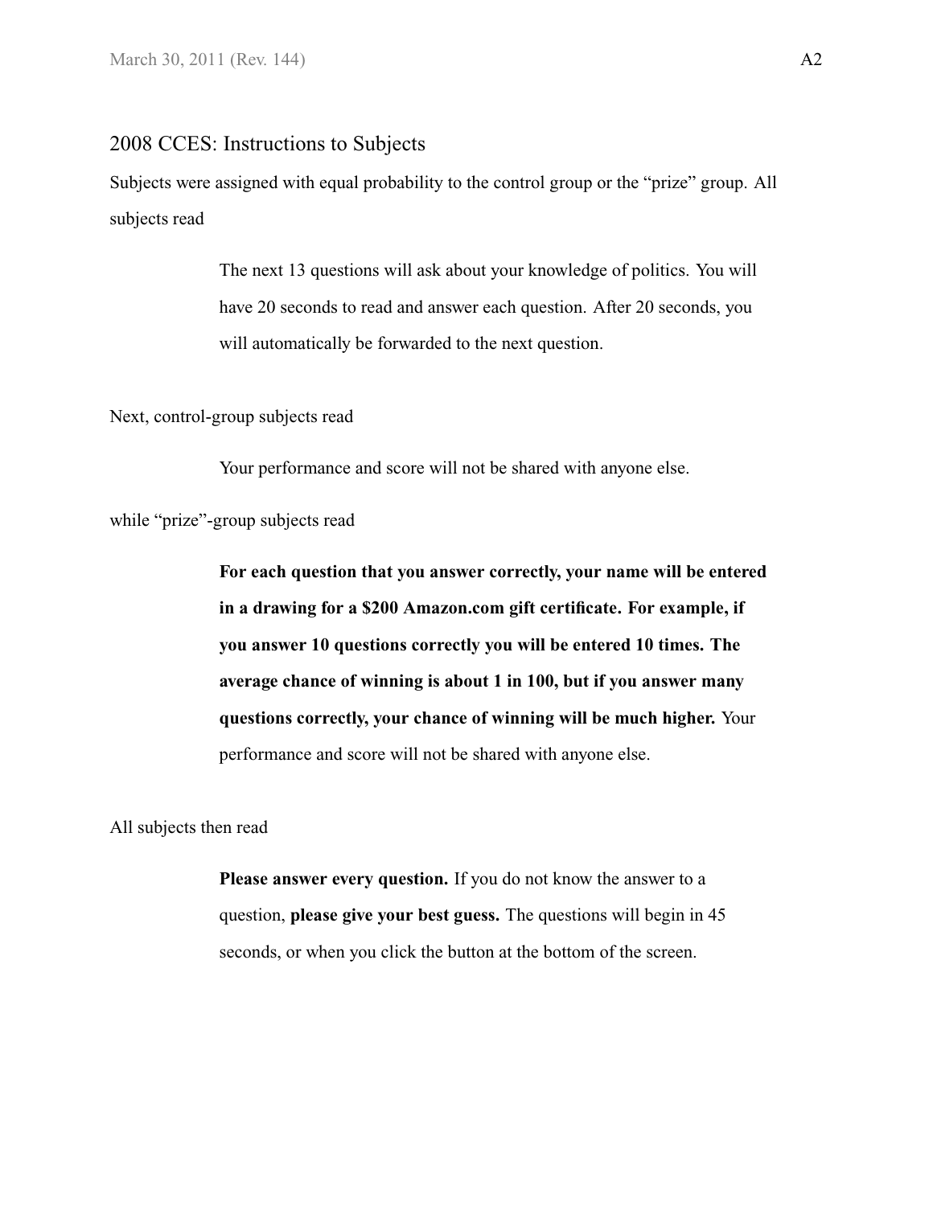## 2008 CCES: Instructions to Subjects

Subjects were assigned with equal probability to the control group or the "prize" group. All subjects read

> The next 13 questions will ask about your knowledge of politics. You will have 20 seconds to read and answer each question. After 20 seconds, you will automatically be forwarded to the next question.

Next, control-group subjects read

> Your performance and score will not be shared with anyone else.

while "prize"-group subjects read

> **For each question that you answer correctly, your name will be entered in a drawing for a $200 Amazon.com gift certificate. For example, if you answer 10 questions correctly you will be entered 10 times. The average chance of winning is about 1 in 100, but if you answer many questions correctly, your chance of winning will be much higher.** Your performance and score will not be shared with anyone else.

All subjects then read

> **Please answer every question.** If you do not know the answer to a question, **please give your best guess.** The questions will begin in 45 seconds, or when you click the button at the bottom of the screen.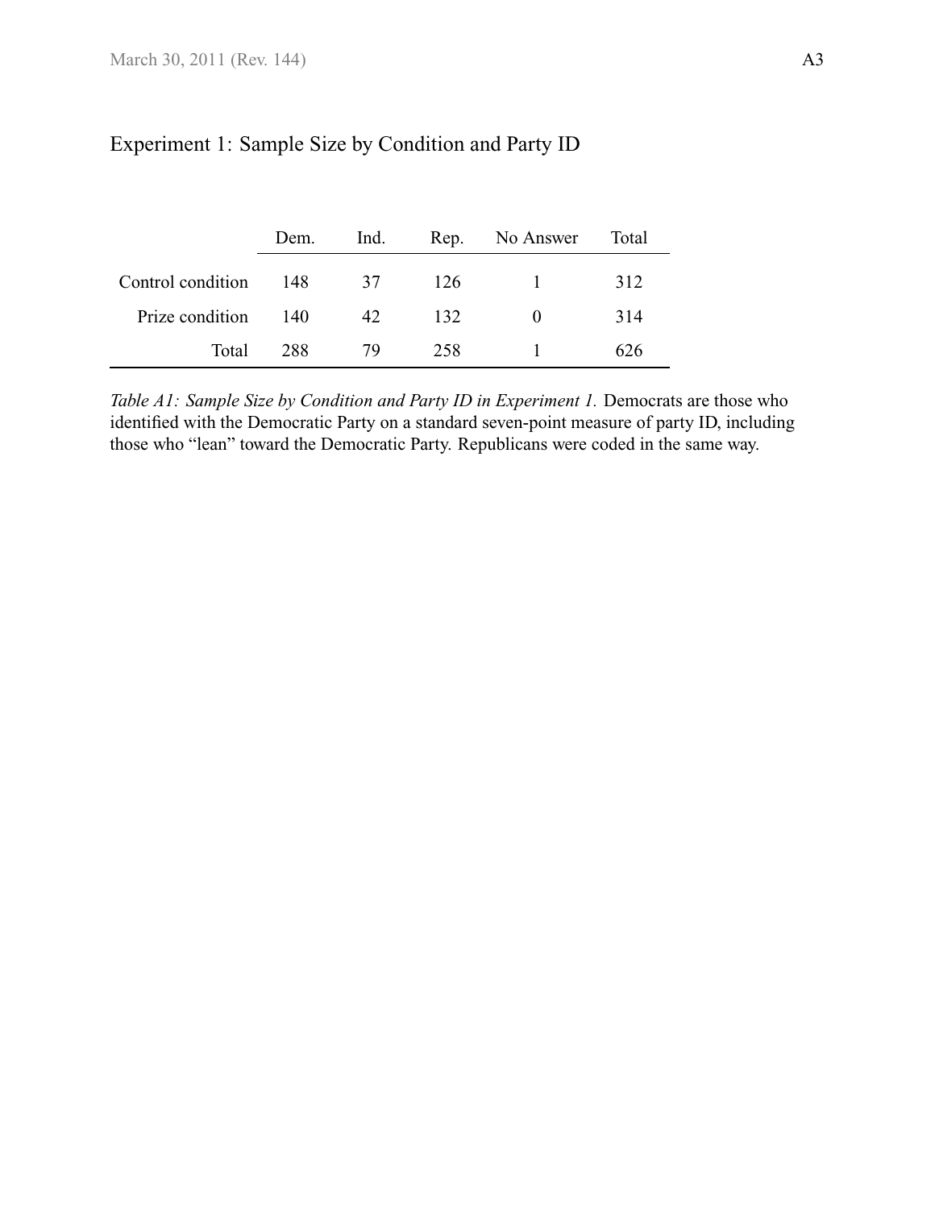## Experiment 1: Sample Size by Condition and Party ID

| | Dem. | Ind. | Rep. | No Answer | Total |
|---|---|---|---|---|---|
| Control condition | 148 | 37 | 126 | 1 | 312 |
| Prize condition | 140 | 42 | 132 | 0 | 314 |
| Total | 288 | 79 | 258 | 1 | 626 |

*Table A1: Sample Size by Condition and Party ID in Experiment 1.* Democrats are those who identified with the Democratic Party on a standard seven-point measure of party ID, including those who "lean" toward the Democratic Party. Republicans were coded in the same way.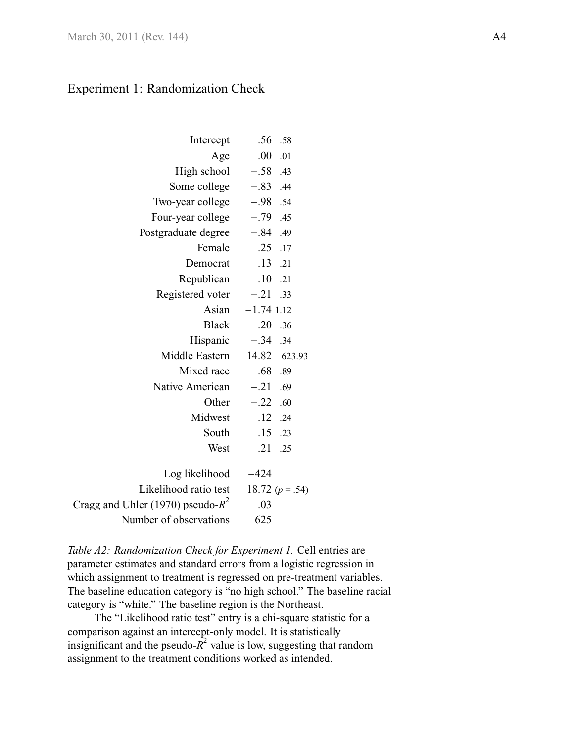## Experiment 1: Randomization Check

| | Estimate | SE |
|---|---|---|
| Intercept | .56 | .58 |
| Age | .00 | .01 |
| High school | −.58 | .43 |
| Some college | −.83 | .44 |
| Two-year college | −.98 | .54 |
| Four-year college | −.79 | .45 |
| Postgraduate degree | −.84 | .49 |
| Female | .25 | .17 |
| Democrat | .13 | .21 |
| Republican | .10 | .21 |
| Registered voter | −.21 | .33 |
| Asian | −1.74 | 1.12 |
| Black | .20 | .36 |
| Hispanic | −.34 | .34 |
| Middle Eastern | 14.82 | 623.93 |
| Mixed race | .68 | .89 |
| Native American | −.21 | .69 |
| Other | −.22 | .60 |
| Midwest | .12 | .24 |
| South | .15 | .23 |
| West | .21 | .25 |
| Log likelihood | −424 | |
| Likelihood ratio test | 18.72 ($p$ = .54) | |
| Cragg and Uhler (1970) pseudo-$R^2$ | .03 | |
| Number of observations | 625 | |

*Table A2: Randomization Check for Experiment 1.* Cell entries are parameter estimates and standard errors from a logistic regression in which assignment to treatment is regressed on pre-treatment variables. The baseline education category is "no high school." The baseline racial category is "white." The baseline region is the Northeast.

The "Likelihood ratio test" entry is a chi-square statistic for a comparison against an intercept-only model. It is statistically insignificant and the pseudo-$R^2$ value is low, suggesting that random assignment to the treatment conditions worked as intended.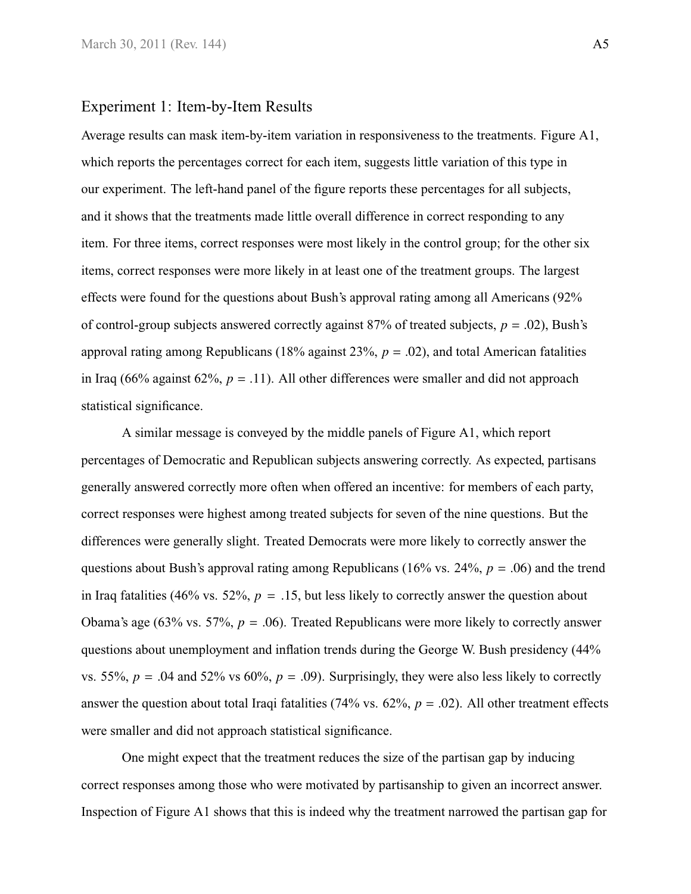## Experiment 1: Item-by-Item Results

Average results can mask item-by-item variation in responsiveness to the treatments. Figure A1, which reports the percentages correct for each item, suggests little variation of this type in our experiment. The left-hand panel of the figure reports these percentages for all subjects, and it shows that the treatments made little overall difference in correct responding to any item. For three items, correct responses were most likely in the control group; for the other six items, correct responses were more likely in at least one of the treatment groups. The largest effects were found for the questions about Bush's approval rating among all Americans (92% of control-group subjects answered correctly against 87% of treated subjects, $p = .02$), Bush's approval rating among Republicans (18% against 23%, $p = .02$), and total American fatalities in Iraq (66% against 62%, $p = .11$). All other differences were smaller and did not approach statistical significance.

A similar message is conveyed by the middle panels of Figure A1, which report percentages of Democratic and Republican subjects answering correctly. As expected, partisans generally answered correctly more often when offered an incentive: for members of each party, correct responses were highest among treated subjects for seven of the nine questions. But the differences were generally slight. Treated Democrats were more likely to correctly answer the questions about Bush's approval rating among Republicans (16% vs. 24%, $p = .06$) and the trend in Iraq fatalities (46% vs. 52%, $p = .15$, but less likely to correctly answer the question about Obama's age (63% vs. 57%, $p = .06$). Treated Republicans were more likely to correctly answer questions about unemployment and inflation trends during the George W. Bush presidency (44% vs. 55%, $p = .04$ and 52% vs 60%, $p = .09$). Surprisingly, they were also less likely to correctly answer the question about total Iraqi fatalities (74% vs. 62%, $p = .02$). All other treatment effects were smaller and did not approach statistical significance.

One might expect that the treatment reduces the size of the partisan gap by inducing correct responses among those who were motivated by partisanship to given an incorrect answer. Inspection of Figure A1 shows that this is indeed why the treatment narrowed the partisan gap for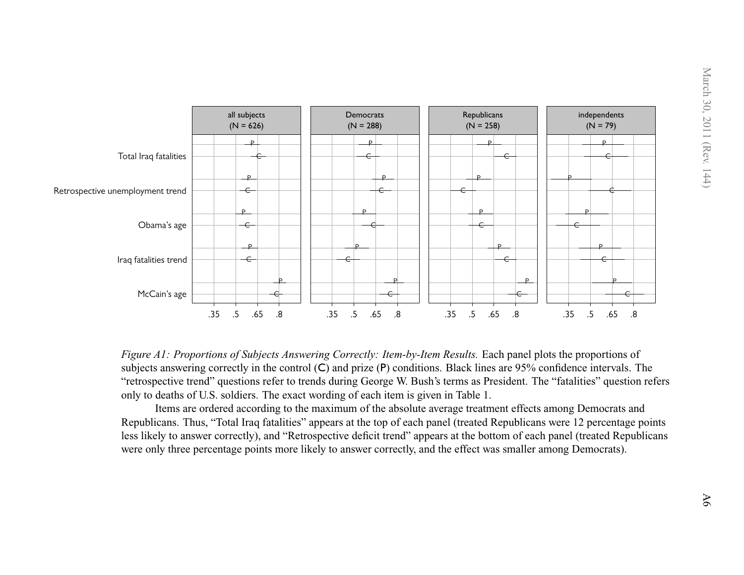*Figure A1: Proportions of Subjects Answering Correctly: Item-by-Item Results.* Each panel plots the proportions of subjects answering correctly in the control (C) and prize (P) conditions. Black lines are 95% confidence intervals. The "retrospective trend" questions refer to trends during George W. Bush's terms as President. The "fatalities" question refers only to deaths of U.S. soldiers. The exact wording of each item is given in Table 1.

Items are ordered according to the maximum of the absolute average treatment effects among Democrats and Republicans. Thus, "Total Iraq fatalities" appears at the top of each panel (treated Republicans were 12 percentage points less likely to answer correctly), and "Retrospective deficit trend" appears at the bottom of each panel (treated Republicans were only three percentage points more likely to answer correctly, and the effect was smaller among Democrats).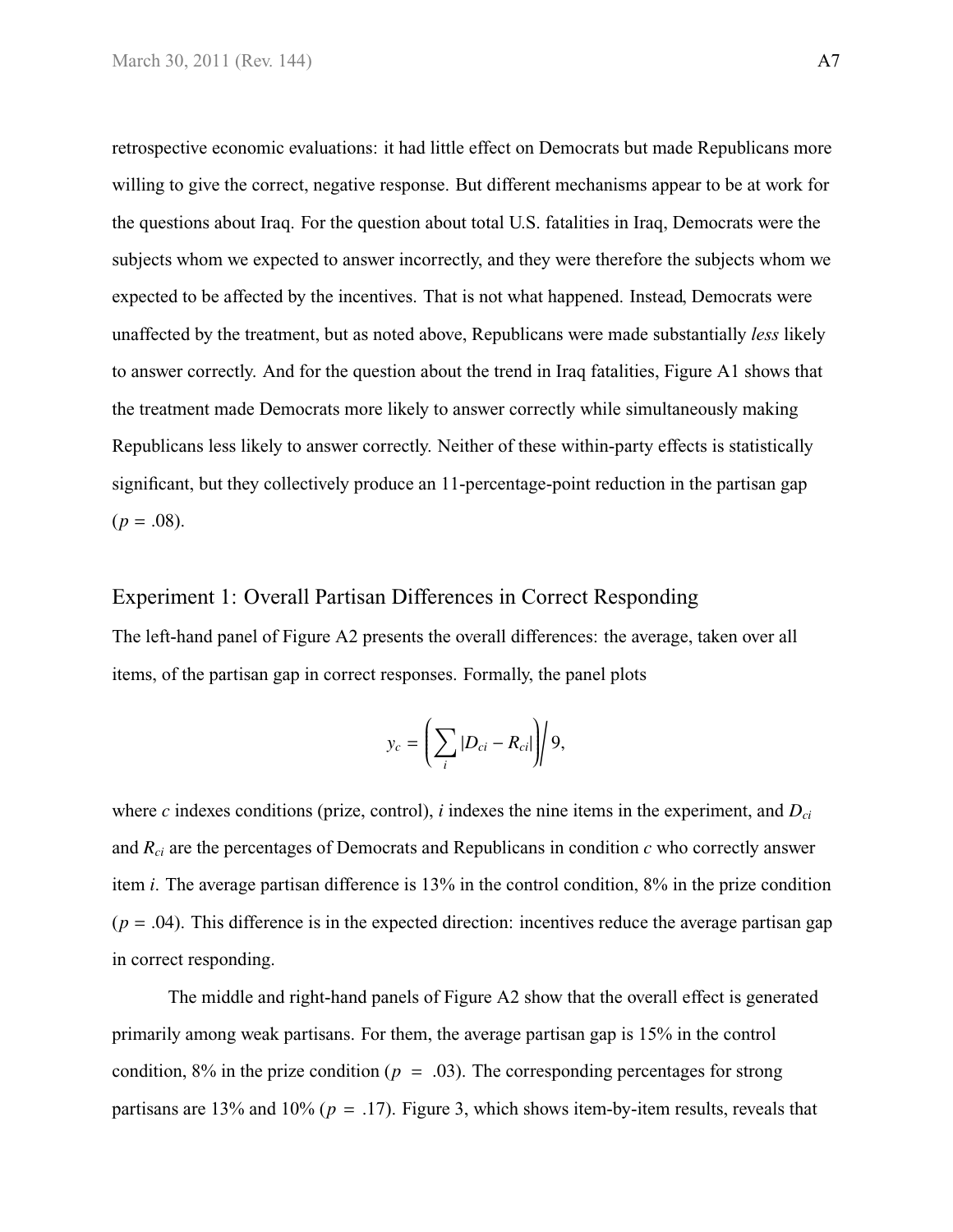retrospective economic evaluations: it had little effect on Democrats but made Republicans more willing to give the correct, negative response. But different mechanisms appear to be at work for the questions about Iraq. For the question about total U.S. fatalities in Iraq, Democrats were the subjects whom we expected to answer incorrectly, and they were therefore the subjects whom we expected to be affected by the incentives. That is not what happened. Instead, Democrats were unaffected by the treatment, but as noted above, Republicans were made substantially *less* likely to answer correctly. And for the question about the trend in Iraq fatalities, Figure A1 shows that the treatment made Democrats more likely to answer correctly while simultaneously making Republicans less likely to answer correctly. Neither of these within-party effects is statistically significant, but they collectively produce an 11-percentage-point reduction in the partisan gap ($p = .08$).

## Experiment 1: Overall Partisan Differences in Correct Responding

The left-hand panel of Figure A2 presents the overall differences: the average, taken over all items, of the partisan gap in correct responses. Formally, the panel plots

$$y_c = \left( \sum_i |D_{ci} - R_{ci}| \right) \Big/ 9,$$

where $c$ indexes conditions (prize, control), $i$ indexes the nine items in the experiment, and $D_{ci}$ and $R_{ci}$ are the percentages of Democrats and Republicans in condition $c$ who correctly answer item $i$. The average partisan difference is 13% in the control condition, 8% in the prize condition ($p = .04$). This difference is in the expected direction: incentives reduce the average partisan gap in correct responding.

The middle and right-hand panels of Figure A2 show that the overall effect is generated primarily among weak partisans. For them, the average partisan gap is 15% in the control condition, 8% in the prize condition ($p = .03$). The corresponding percentages for strong partisans are 13% and 10% ($p = .17$). Figure 3, which shows item-by-item results, reveals that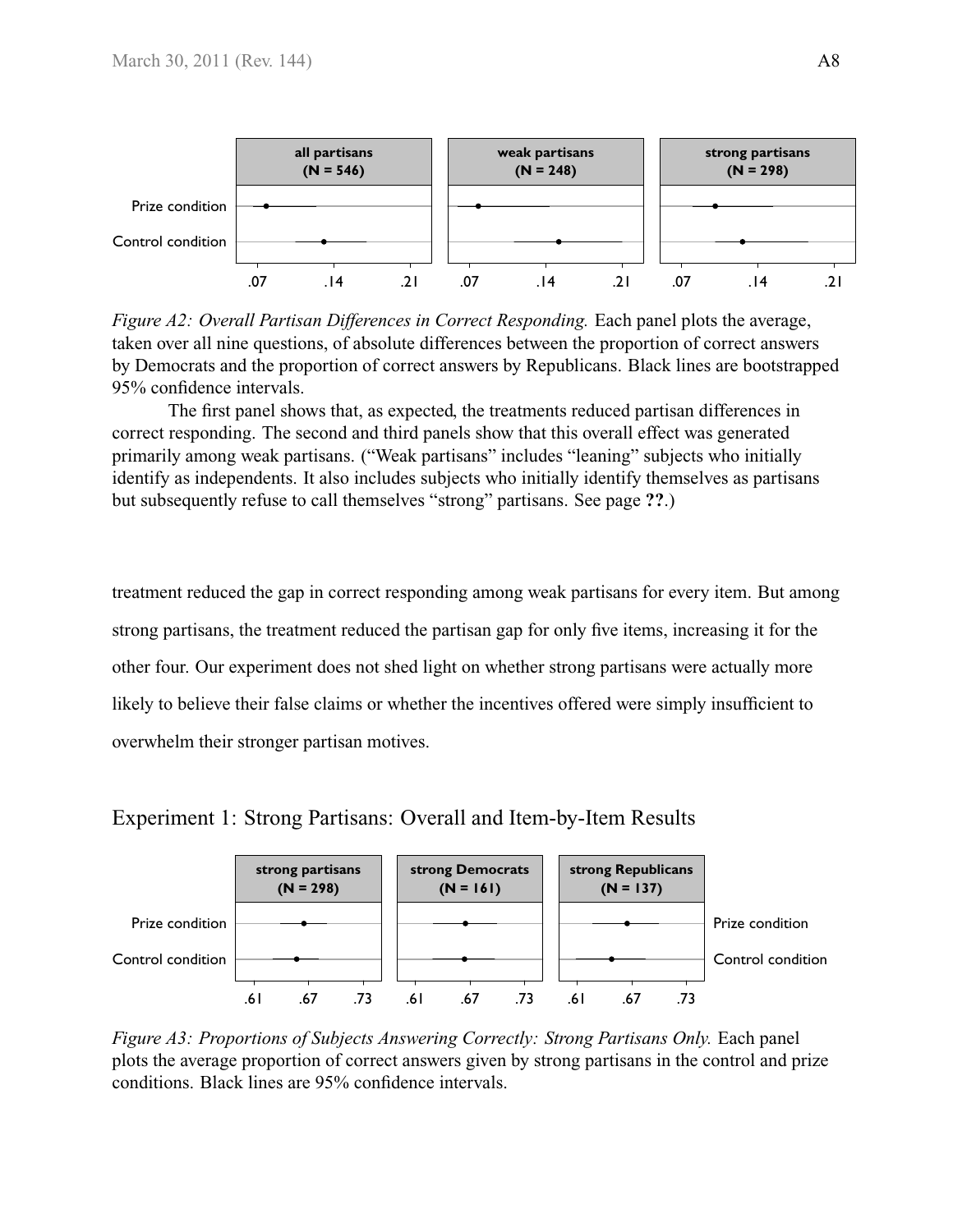*Figure A2: Overall Partisan Differences in Correct Responding.* Each panel plots the average, taken over all nine questions, of absolute differences between the proportion of correct answers by Democrats and the proportion of correct answers by Republicans. Black lines are bootstrapped 95% confidence intervals.

The first panel shows that, as expected, the treatments reduced partisan differences in correct responding. The second and third panels show that this overall effect was generated primarily among weak partisans. ("Weak partisans" includes "leaning" subjects who initially identify as independents. It also includes subjects who initially identify themselves as partisans but subsequently refuse to call themselves "strong" partisans. See page **??**.)

treatment reduced the gap in correct responding among weak partisans for every item. But among strong partisans, the treatment reduced the partisan gap for only five items, increasing it for the other four. Our experiment does not shed light on whether strong partisans were actually more likely to believe their false claims or whether the incentives offered were simply insufficient to overwhelm their stronger partisan motives.

## Experiment 1: Strong Partisans: Overall and Item-by-Item Results

*Figure A3: Proportions of Subjects Answering Correctly: Strong Partisans Only.* Each panel plots the average proportion of correct answers given by strong partisans in the control and prize conditions. Black lines are 95% confidence intervals.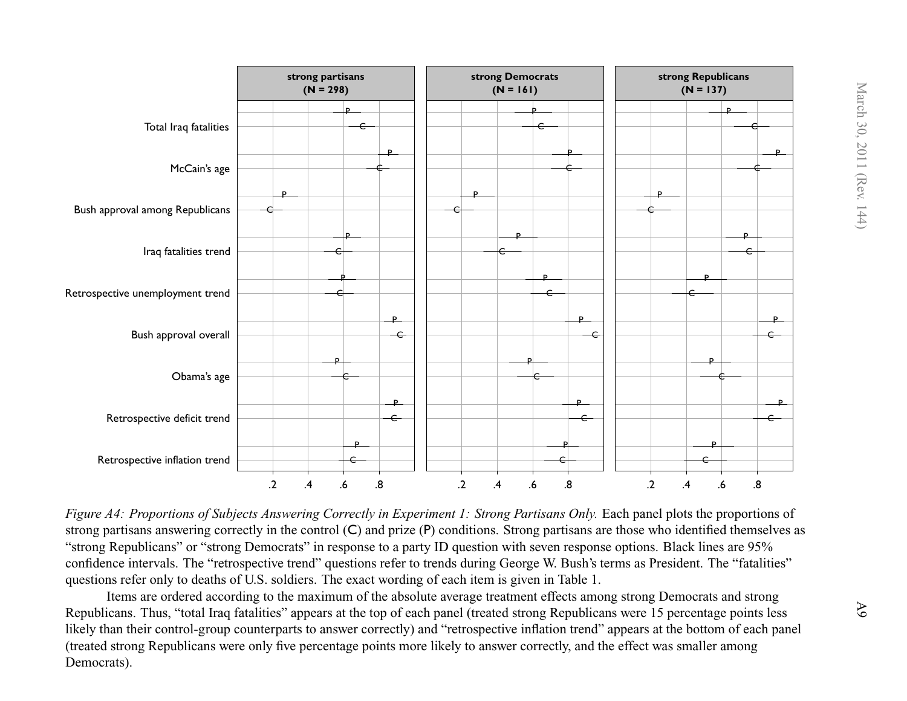*Figure A4: Proportions of Subjects Answering Correctly in Experiment 1: Strong Partisans Only.* Each panel plots the proportions of strong partisans answering correctly in the control (C) and prize (P) conditions. Strong partisans are those who identified themselves as "strong Republicans" or "strong Democrats" in response to a party ID question with seven response options. Black lines are 95% confidence intervals. The "retrospective trend" questions refer to trends during George W. Bush's terms as President. The "fatalities" questions refer only to deaths of U.S. soldiers. The exact wording of each item is given in Table 1.

Items are ordered according to the maximum of the absolute average treatment effects among strong Democrats and strong Republicans. Thus, "total Iraq fatalities" appears at the top of each panel (treated strong Republicans were 15 percentage points less likely than their control-group counterparts to answer correctly) and "retrospective inflation trend" appears at the bottom of each panel (treated strong Republicans were only five percentage points more likely to answer correctly, and the effect was smaller among Democrats).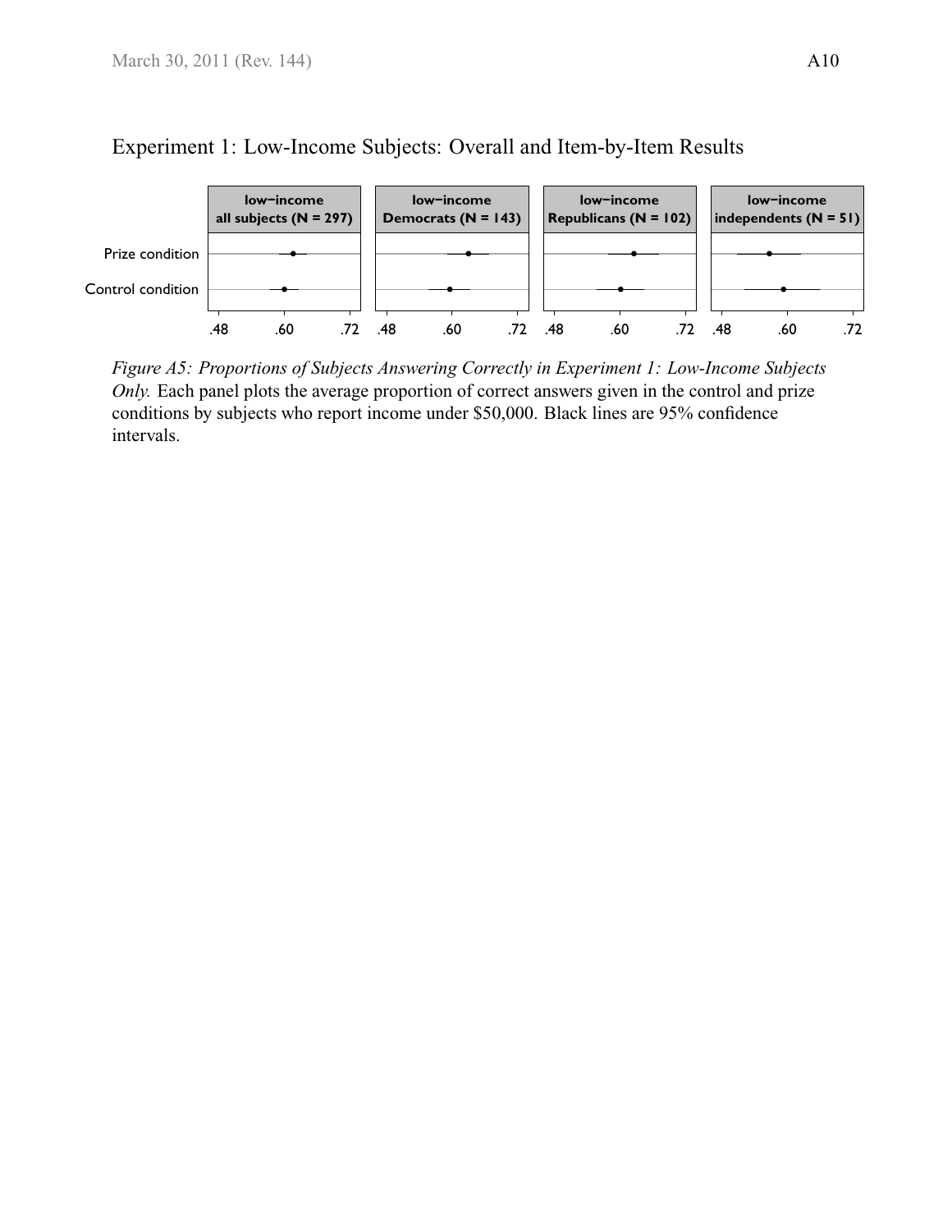Experiment 1: Low-Income Subjects: Overall and Item-by-Item Results

*Figure A5: Proportions of Subjects Answering Correctly in Experiment 1: Low-Income Subjects Only.* Each panel plots the average proportion of correct answers given in the control and prize conditions by subjects who report income under $50,000. Black lines are 95% confidence intervals.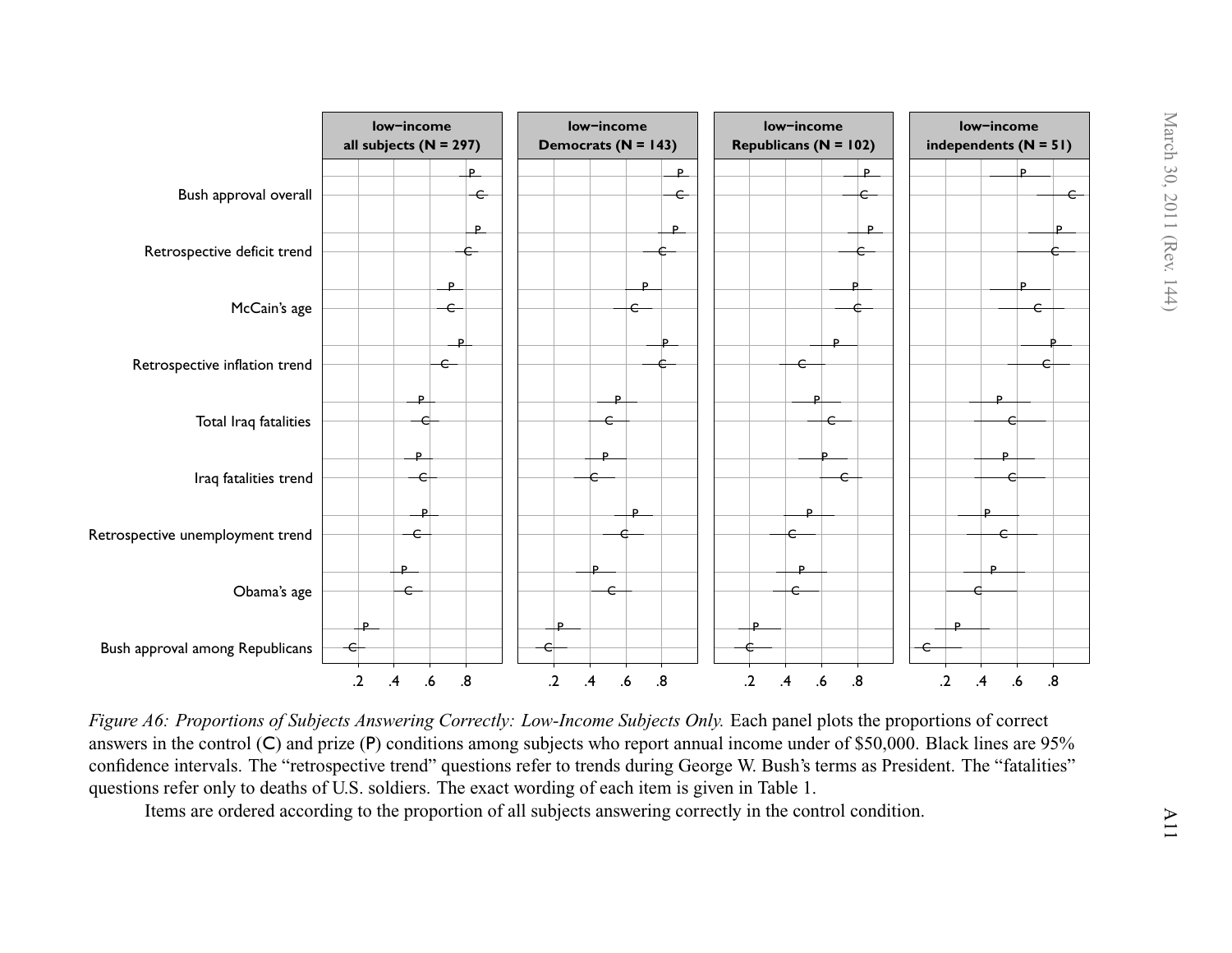Figure A6: Proportions of Subjects Answering Correctly: Low-Income Subjects Only. Each panel plots the proportions of correct answers in the control (C) and prize (P) conditions among subjects who report annual income under of $50,000. Black lines are 95% confidence intervals. The "retrospective trend" questions refer to trends during George W. Bush's terms as President. The "fatalities" questions refer only to deaths of U.S. soldiers. The exact wording of each item is given in Table 1.

Items are ordered according to the proportion of all subjects answering correctly in the control condition.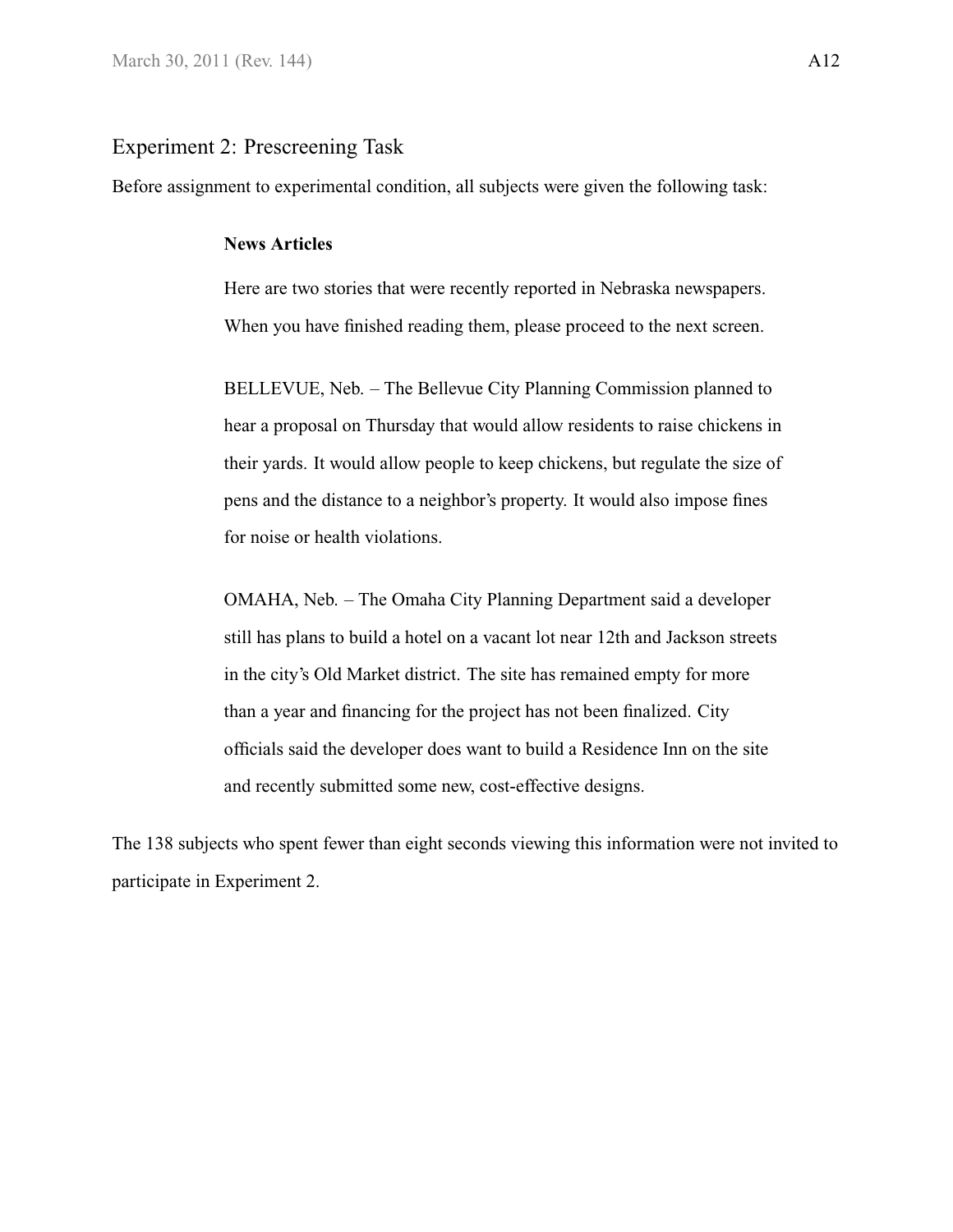## Experiment 2: Prescreening Task

Before assignment to experimental condition, all subjects were given the following task:

> **News Articles**
>
> Here are two stories that were recently reported in Nebraska newspapers. When you have finished reading them, please proceed to the next screen.
>
> BELLEVUE, Neb. – The Bellevue City Planning Commission planned to hear a proposal on Thursday that would allow residents to raise chickens in their yards. It would allow people to keep chickens, but regulate the size of pens and the distance to a neighbor's property. It would also impose fines for noise or health violations.
>
> OMAHA, Neb. – The Omaha City Planning Department said a developer still has plans to build a hotel on a vacant lot near 12th and Jackson streets in the city's Old Market district. The site has remained empty for more than a year and financing for the project has not been finalized. City officials said the developer does want to build a Residence Inn on the site and recently submitted some new, cost-effective designs.

The 138 subjects who spent fewer than eight seconds viewing this information were not invited to participate in Experiment 2.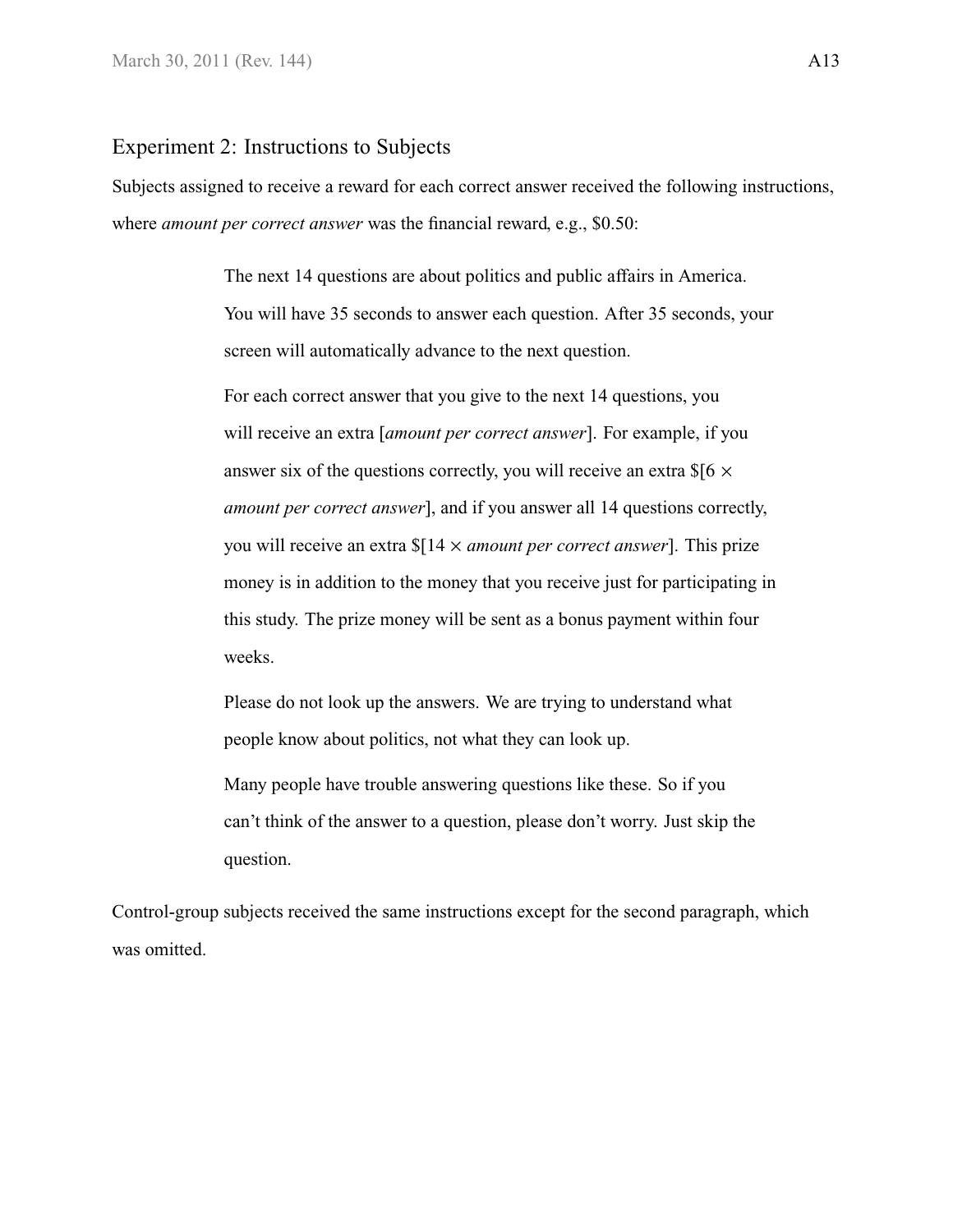## Experiment 2: Instructions to Subjects

Subjects assigned to receive a reward for each correct answer received the following instructions, where *amount per correct answer* was the financial reward, e.g., $0.50:

> The next 14 questions are about politics and public affairs in America. You will have 35 seconds to answer each question. After 35 seconds, your screen will automatically advance to the next question.
>
> For each correct answer that you give to the next 14 questions, you will receive an extra [*amount per correct answer*]. For example, if you answer six of the questions correctly, you will receive an extra $[6 × *amount per correct answer*], and if you answer all 14 questions correctly, you will receive an extra $[14 × *amount per correct answer*]. This prize money is in addition to the money that you receive just for participating in this study. The prize money will be sent as a bonus payment within four weeks.
>
> Please do not look up the answers. We are trying to understand what people know about politics, not what they can look up.
>
> Many people have trouble answering questions like these. So if you can't think of the answer to a question, please don't worry. Just skip the question.

Control-group subjects received the same instructions except for the second paragraph, which was omitted.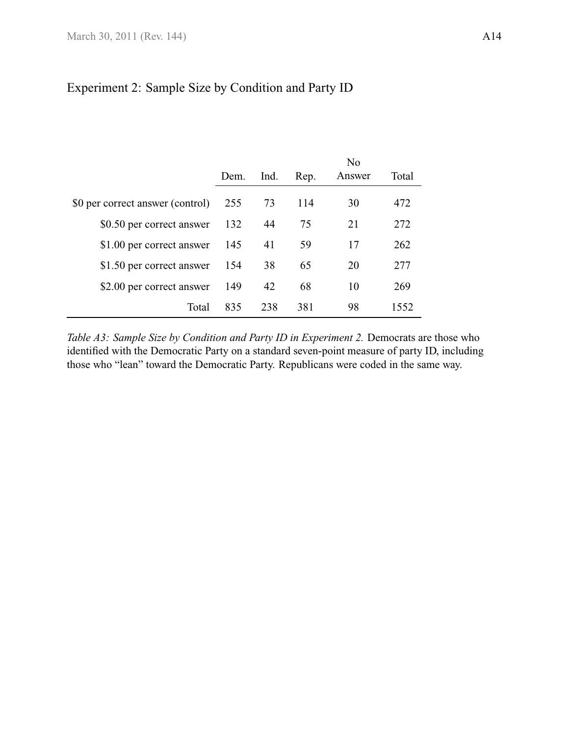## Experiment 2: Sample Size by Condition and Party ID

| | Dem. | Ind. | Rep. | No Answer | Total |
|---|---|---|---|---|---|
| $0 per correct answer (control) | 255 | 73 | 114 | 30 | 472 |
| $0.50 per correct answer | 132 | 44 | 75 | 21 | 272 |
| $1.00 per correct answer | 145 | 41 | 59 | 17 | 262 |
| $1.50 per correct answer | 154 | 38 | 65 | 20 | 277 |
| $2.00 per correct answer | 149 | 42 | 68 | 10 | 269 |
| Total | 835 | 238 | 381 | 98 | 1552 |

*Table A3: Sample Size by Condition and Party ID in Experiment 2.* Democrats are those who identified with the Democratic Party on a standard seven-point measure of party ID, including those who "lean" toward the Democratic Party. Republicans were coded in the same way.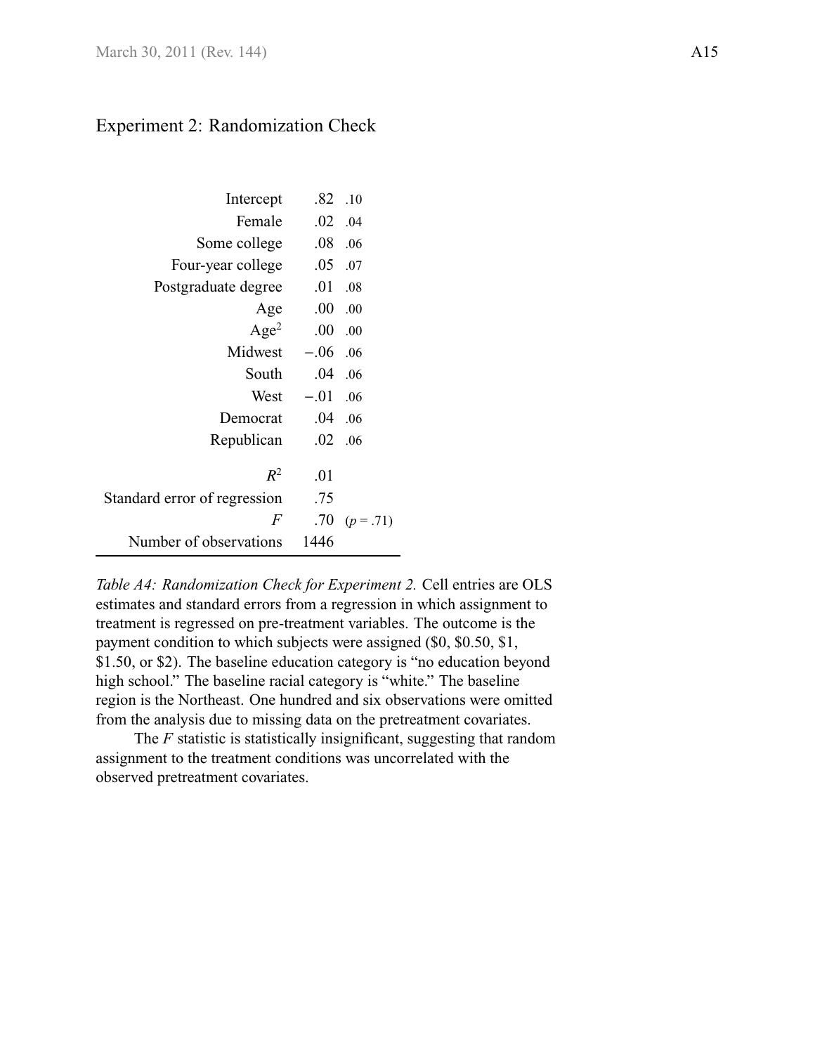## Experiment 2: Randomization Check

| | | |
|---|---|---|
| Intercept | .82 | .10 |
| Female | .02 | .04 |
| Some college | .08 | .06 |
| Four-year college | .05 | .07 |
| Postgraduate degree | .01 | .08 |
| Age | .00 | .00 |
| Age$^2$ | .00 | .00 |
| Midwest | −.06 | .06 |
| South | .04 | .06 |
| West | −.01 | .06 |
| Democrat | .04 | .06 |
| Republican | .02 | .06 |
| $R^2$ | .01 | |
| Standard error of regression | .75 | |
| $F$ | .70 | ($p = .71$) |
| Number of observations | 1446 | |

*Table A4: Randomization Check for Experiment 2.* Cell entries are OLS estimates and standard errors from a regression in which assignment to treatment is regressed on pre-treatment variables. The outcome is the payment condition to which subjects were assigned ($0, $0.50, $1, $1.50, or $2). The baseline education category is "no education beyond high school." The baseline racial category is "white." The baseline region is the Northeast. One hundred and six observations were omitted from the analysis due to missing data on the pretreatment covariates.

The $F$ statistic is statistically insignificant, suggesting that random assignment to the treatment conditions was uncorrelated with the observed pretreatment covariates.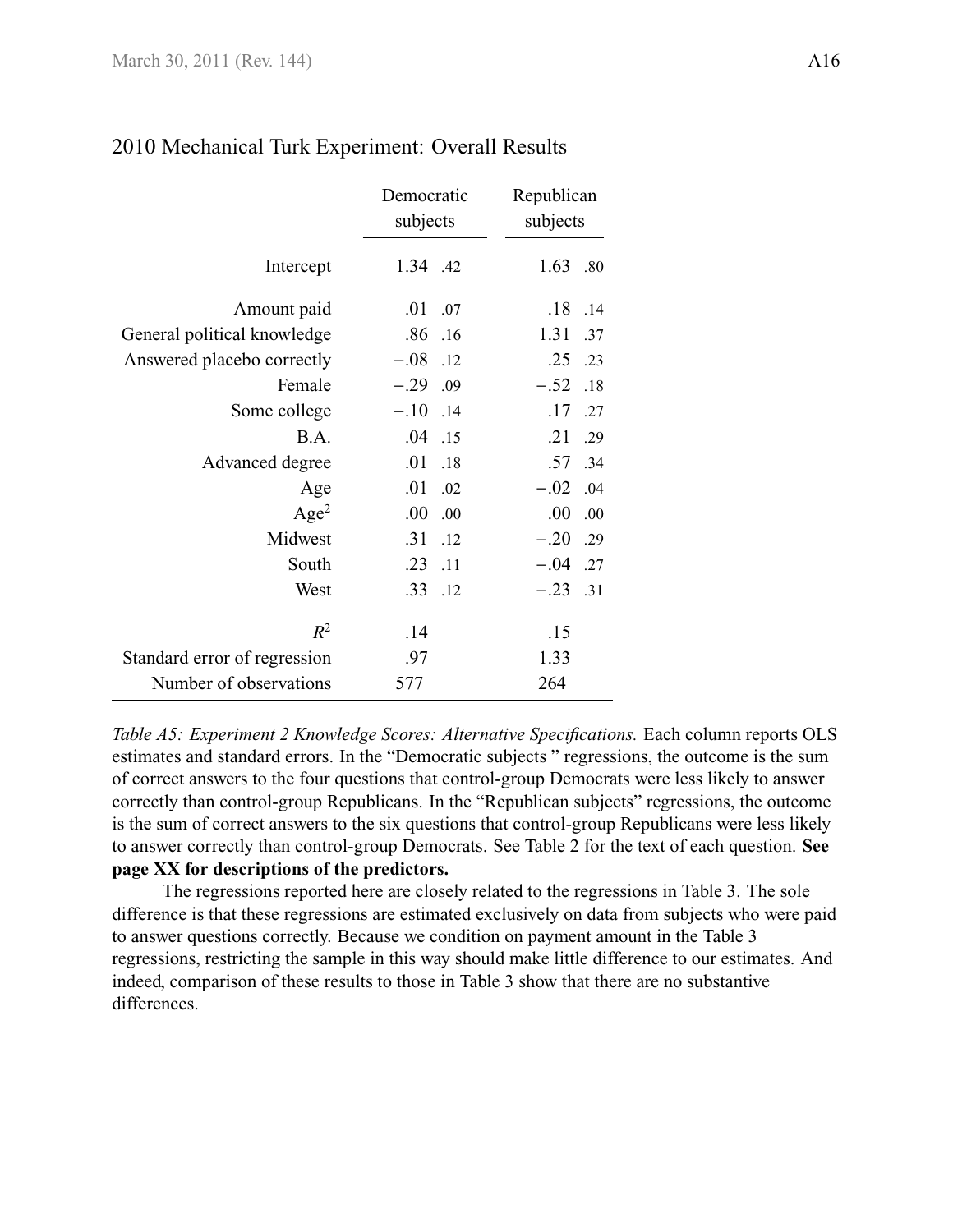## 2010 Mechanical Turk Experiment: Overall Results

| | Democratic subjects | | Republican subjects | |
|---|---|---|---|---|
| Intercept | 1.34 | .42 | 1.63 | .80 |
| Amount paid | .01 | .07 | .18 | .14 |
| General political knowledge | .86 | .16 | 1.31 | .37 |
| Answered placebo correctly | −.08 | .12 | .25 | .23 |
| Female | −.29 | .09 | −.52 | .18 |
| Some college | −.10 | .14 | .17 | .27 |
| B.A. | .04 | .15 | .21 | .29 |
| Advanced degree | .01 | .18 | .57 | .34 |
| Age | .01 | .02 | −.02 | .04 |
| Age$^2$ | .00 | .00 | .00 | .00 |
| Midwest | .31 | .12 | −.20 | .29 |
| South | .23 | .11 | −.04 | .27 |
| West | .33 | .12 | −.23 | .31 |
| $R^2$ | .14 | | .15 | |
| Standard error of regression | .97 | | 1.33 | |
| Number of observations | 577 | | 264 | |

*Table A5: Experiment 2 Knowledge Scores: Alternative Specifications.* Each column reports OLS estimates and standard errors. In the "Democratic subjects " regressions, the outcome is the sum of correct answers to the four questions that control-group Democrats were less likely to answer correctly than control-group Republicans. In the "Republican subjects" regressions, the outcome is the sum of correct answers to the six questions that control-group Republicans were less likely to answer correctly than control-group Democrats. See Table 2 for the text of each question. **See page XX for descriptions of the predictors.**

The regressions reported here are closely related to the regressions in Table 3. The sole difference is that these regressions are estimated exclusively on data from subjects who were paid to answer questions correctly. Because we condition on payment amount in the Table 3 regressions, restricting the sample in this way should make little difference to our estimates. And indeed, comparison of these results to those in Table 3 show that there are no substantive differences.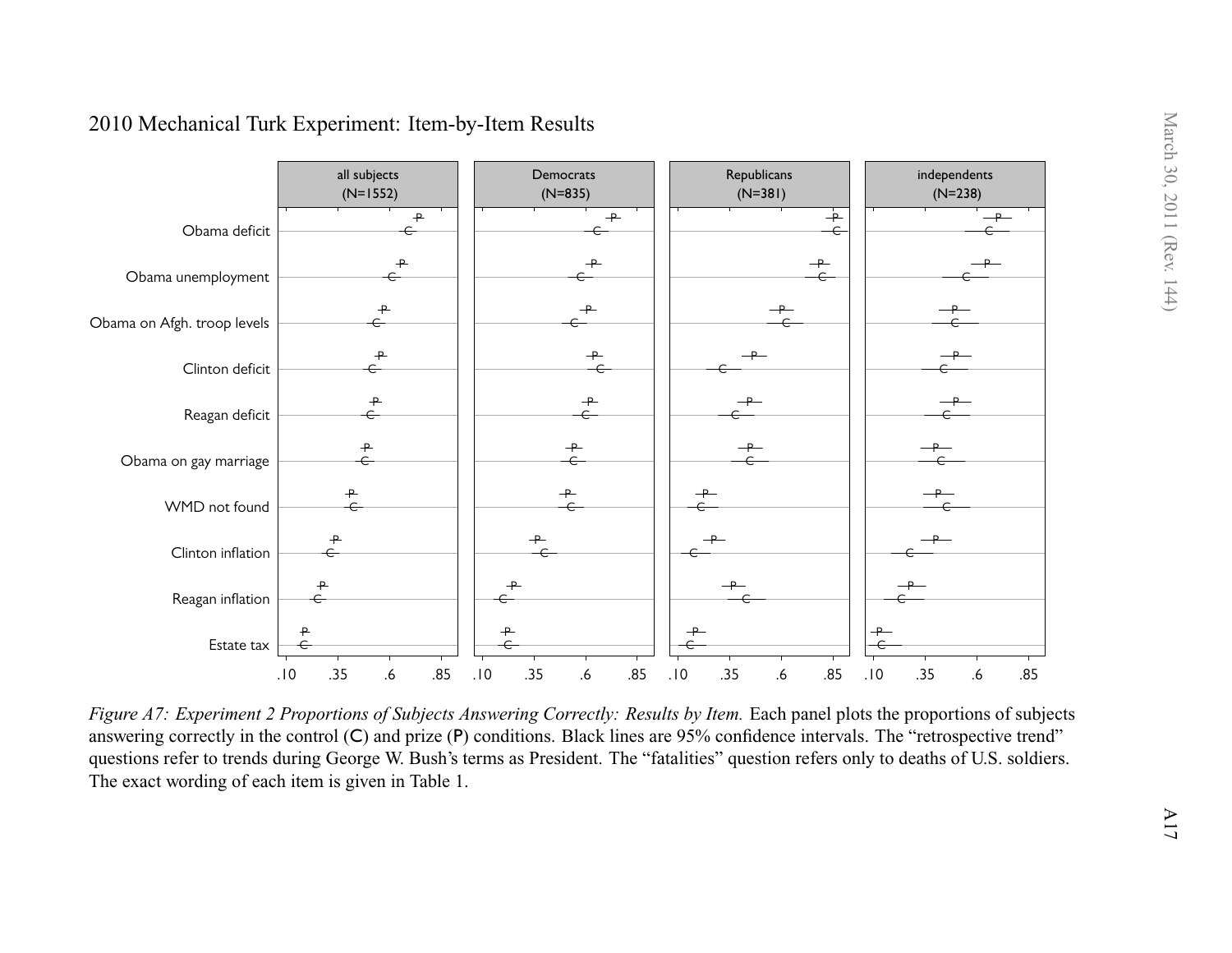2010 Mechanical Turk Experiment: Item-by-Item Results

*Figure A7: Experiment 2 Proportions of Subjects Answering Correctly: Results by Item.* Each panel plots the proportions of subjects answering correctly in the control (C) and prize (P) conditions. Black lines are 95% confidence intervals. The "retrospective trend" questions refer to trends during George W. Bush's terms as President. The "fatalities" question refers only to deaths of U.S. soldiers. The exact wording of each item is given in Table 1.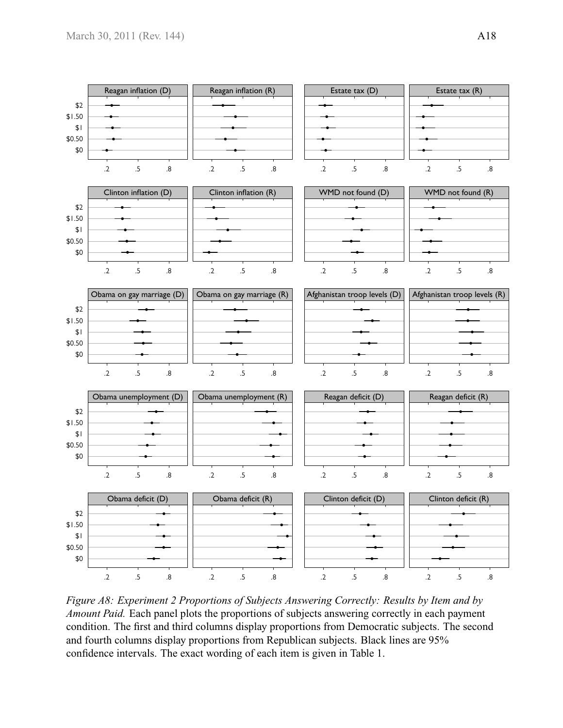*Figure A8: Experiment 2 Proportions of Subjects Answering Correctly: Results by Item and by Amount Paid.* Each panel plots the proportions of subjects answering correctly in each payment condition. The first and third columns display proportions from Democratic subjects. The second and fourth columns display proportions from Republican subjects. Black lines are 95% confidence intervals. The exact wording of each item is given in Table 1.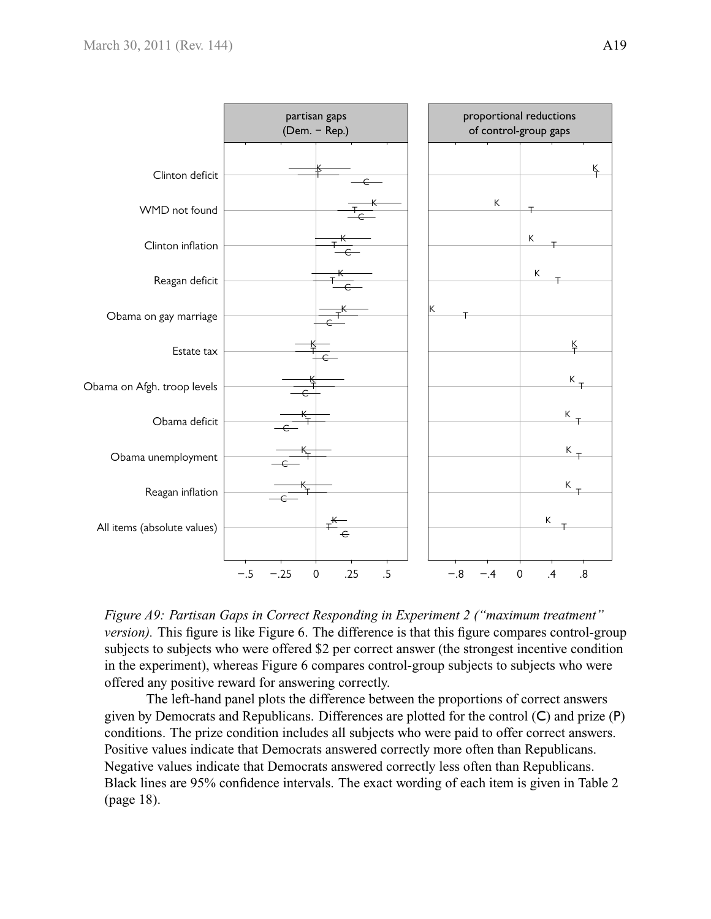partisan gaps
(Dem. − Rep.)

proportional reductions
of control-group gaps

Clinton deficit

WMD not found

Clinton inflation

Reagan deficit

Obama on gay marriage

Estate tax

Obama on Afgh. troop levels

Obama deficit

Obama unemployment

Reagan inflation

All items (absolute values)

−.5 −.25 0 .25 .5

−.8 −.4 0 .4 .8

*Figure A9: Partisan Gaps in Correct Responding in Experiment 2 ("maximum treatment" version).* This figure is like Figure 6. The difference is that this figure compares control-group subjects to subjects who were offered $2 per correct answer (the strongest incentive condition in the experiment), whereas Figure 6 compares control-group subjects to subjects who were offered any positive reward for answering correctly.

The left-hand panel plots the difference between the proportions of correct answers given by Democrats and Republicans. Differences are plotted for the control (C) and prize (P) conditions. The prize condition includes all subjects who were paid to offer correct answers. Positive values indicate that Democrats answered correctly more often than Republicans. Negative values indicate that Democrats answered correctly less often than Republicans. Black lines are 95% confidence intervals. The exact wording of each item is given in Table 2 (page 18).